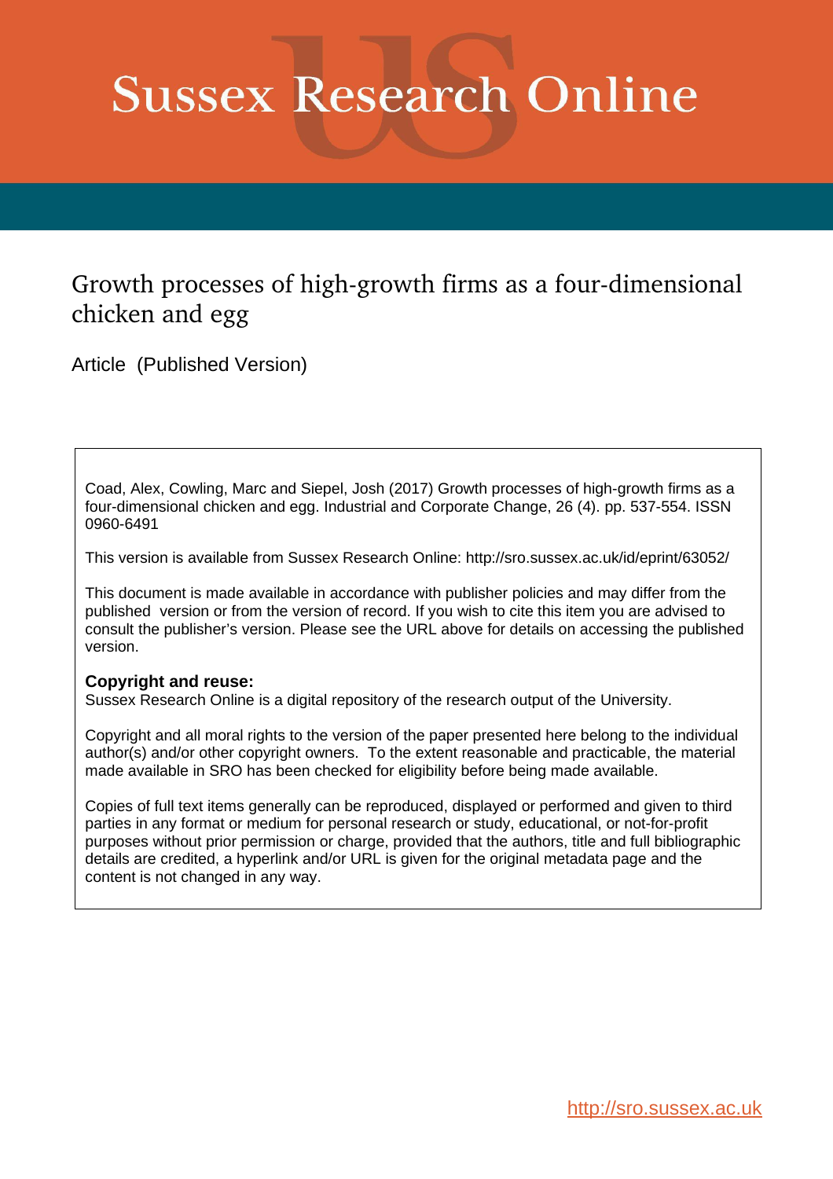# Sussex Research Online

## Growth processes of high-growth firms as a four-dimensional chicken and egg

Article (Published Version)

Coad, Alex, Cowling, Marc and Siepel, Josh (2017) Growth processes of high-growth firms as a four-dimensional chicken and egg. Industrial and Corporate Change, 26 (4). pp. 537-554. ISSN 0960-6491

This version is available from Sussex Research Online: http://sro.sussex.ac.uk/id/eprint/63052/

This document is made available in accordance with publisher policies and may differ from the published version or from the version of record. If you wish to cite this item you are advised to consult the publisher's version. Please see the URL above for details on accessing the published version.

**Copyright and reuse:**
Sussex Research Online is a digital repository of the research output of the University.

Copyright and all moral rights to the version of the paper presented here belong to the individual author(s) and/or other copyright owners. To the extent reasonable and practicable, the material made available in SRO has been checked for eligibility before being made available.

Copies of full text items generally can be reproduced, displayed or performed and given to third parties in any format or medium for personal research or study, educational, or not-for-profit purposes without prior permission or charge, provided that the authors, title and full bibliographic details are credited, a hyperlink and/or URL is given for the original metadata page and the content is not changed in any way.

http://sro.sussex.ac.uk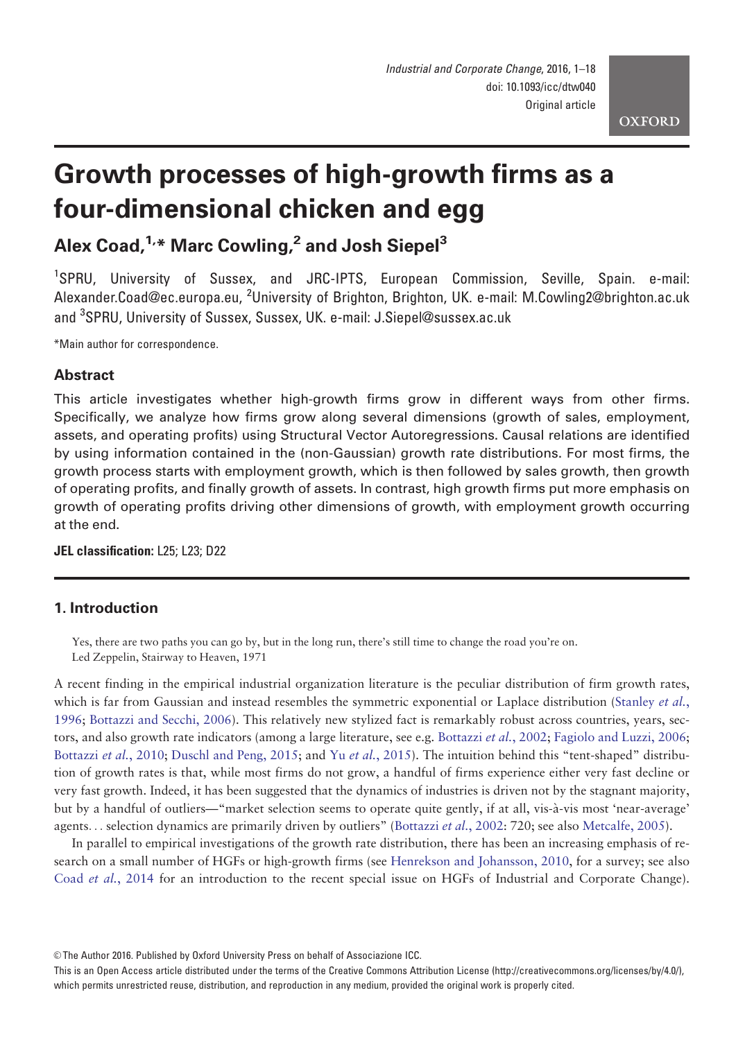# Growth processes of high-growth firms as a four-dimensional chicken and egg

## Alex Coad,[1,*] Marc Cowling,[2] and Josh Siepel[3]

[1]SPRU, University of Sussex, and JRC-IPTS, European Commission, Seville, Spain. e-mail: Alexander.Coad@ec.europa.eu, [2]University of Brighton, Brighton, UK. e-mail: M.Cowling2@brighton.ac.uk and [3]SPRU, University of Sussex, Sussex, UK. e-mail: J.Siepel@sussex.ac.uk

*Main author for correspondence.

### Abstract

This article investigates whether high-growth firms grow in different ways from other firms. Specifically, we analyze how firms grow along several dimensions (growth of sales, employment, assets, and operating profits) using Structural Vector Autoregressions. Causal relations are identified by using information contained in the (non-Gaussian) growth rate distributions. For most firms, the growth process starts with employment growth, which is then followed by sales growth, then growth of operating profits, and finally growth of assets. In contrast, high growth firms put more emphasis on growth of operating profits driving other dimensions of growth, with employment growth occurring at the end.

**JEL classification:** L25; L23; D22

## 1. Introduction

Yes, there are two paths you can go by, but in the long run, there's still time to change the road you're on.
Led Zeppelin, Stairway to Heaven, 1971

A recent finding in the empirical industrial organization literature is the peculiar distribution of firm growth rates, which is far from Gaussian and instead resembles the symmetric exponential or Laplace distribution (Stanley *et al.*, 1996; Bottazzi and Secchi, 2006). This relatively new stylized fact is remarkably robust across countries, years, sectors, and also growth rate indicators (among a large literature, see e.g. Bottazzi *et al.*, 2002; Fagiolo and Luzzi, 2006; Bottazzi *et al.*, 2010; Duschl and Peng, 2015; and Yu *et al.*, 2015). The intuition behind this "tent-shaped" distribution of growth rates is that, while most firms do not grow, a handful of firms experience either very fast decline or very fast growth. Indeed, it has been suggested that the dynamics of industries is driven not by the stagnant majority, but by a handful of outliers—"market selection seems to operate quite gently, if at all, vis-à-vis most 'near-average' agents… selection dynamics are primarily driven by outliers" (Bottazzi *et al.*, 2002: 720; see also Metcalfe, 2005).

In parallel to empirical investigations of the growth rate distribution, there has been an increasing emphasis of research on a small number of HGFs or high-growth firms (see Henrekson and Johansson, 2010, for a survey; see also Coad *et al.*, 2014 for an introduction to the recent special issue on HGFs of Industrial and Corporate Change).

© The Author 2016. Published by Oxford University Press on behalf of Associazione ICC.
This is an Open Access article distributed under the terms of the Creative Commons Attribution License (http://creativecommons.org/licenses/by/4.0/), which permits unrestricted reuse, distribution, and reproduction in any medium, provided the original work is properly cited.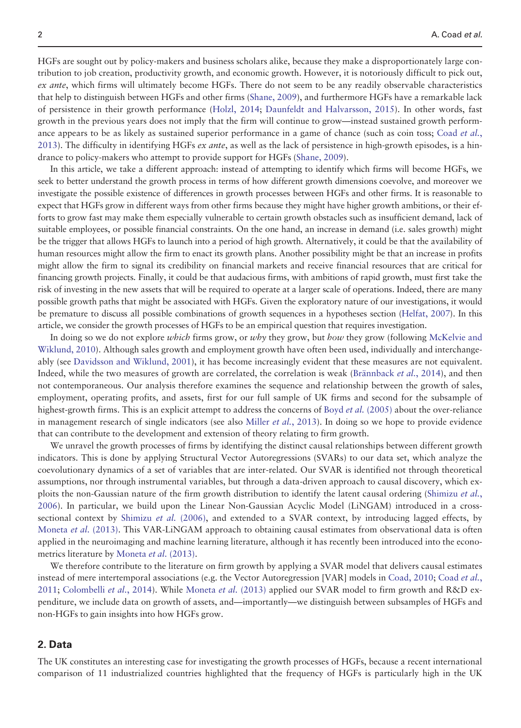HGFs are sought out by policy-makers and business scholars alike, because they make a disproportionately large contribution to job creation, productivity growth, and economic growth. However, it is notoriously difficult to pick out, *ex ante*, which firms will ultimately become HGFs. There do not seem to be any readily observable characteristics that help to distinguish between HGFs and other firms (Shane, 2009), and furthermore HGFs have a remarkable lack of persistence in their growth performance (Holzl, 2014; Daunfeldt and Halvarsson, 2015). In other words, fast growth in the previous years does not imply that the firm will continue to grow—instead sustained growth performance appears to be as likely as sustained superior performance in a game of chance (such as coin toss; Coad *et al.*, 2013). The difficulty in identifying HGFs *ex ante*, as well as the lack of persistence in high-growth episodes, is a hindrance to policy-makers who attempt to provide support for HGFs (Shane, 2009).

In this article, we take a different approach: instead of attempting to identify which firms will become HGFs, we seek to better understand the growth process in terms of how different growth dimensions coevolve, and moreover we investigate the possible existence of differences in growth processes between HGFs and other firms. It is reasonable to expect that HGFs grow in different ways from other firms because they might have higher growth ambitions, or their efforts to grow fast may make them especially vulnerable to certain growth obstacles such as insufficient demand, lack of suitable employees, or possible financial constraints. On the one hand, an increase in demand (i.e. sales growth) might be the trigger that allows HGFs to launch into a period of high growth. Alternatively, it could be that the availability of human resources might allow the firm to enact its growth plans. Another possibility might be that an increase in profits might allow the firm to signal its credibility on financial markets and receive financial resources that are critical for financing growth projects. Finally, it could be that audacious firms, with ambitions of rapid growth, must first take the risk of investing in the new assets that will be required to operate at a larger scale of operations. Indeed, there are many possible growth paths that might be associated with HGFs. Given the exploratory nature of our investigations, it would be premature to discuss all possible combinations of growth sequences in a hypotheses section (Helfat, 2007). In this article, we consider the growth processes of HGFs to be an empirical question that requires investigation.

In doing so we do not explore *which* firms grow, or *why* they grow, but *how* they grow (following McKelvie and Wiklund, 2010). Although sales growth and employment growth have often been used, individually and interchangeably (see Davidsson and Wiklund, 2001), it has become increasingly evident that these measures are not equivalent. Indeed, while the two measures of growth are correlated, the correlation is weak (Brännback *et al.*, 2014), and then not contemporaneous. Our analysis therefore examines the sequence and relationship between the growth of sales, employment, operating profits, and assets, first for our full sample of UK firms and second for the subsample of highest-growth firms. This is an explicit attempt to address the concerns of Boyd *et al.* (2005) about the over-reliance in management research of single indicators (see also Miller *et al.*, 2013). In doing so we hope to provide evidence that can contribute to the development and extension of theory relating to firm growth.

We unravel the growth processes of firms by identifying the distinct causal relationships between different growth indicators. This is done by applying Structural Vector Autoregressions (SVARs) to our data set, which analyze the coevolutionary dynamics of a set of variables that are inter-related. Our SVAR is identified not through theoretical assumptions, nor through instrumental variables, but through a data-driven approach to causal discovery, which exploits the non-Gaussian nature of the firm growth distribution to identify the latent causal ordering (Shimizu *et al.*, 2006). In particular, we build upon the Linear Non-Gaussian Acyclic Model (LiNGAM) introduced in a cross-sectional context by Shimizu *et al.* (2006), and extended to a SVAR context, by introducing lagged effects, by Moneta *et al.* (2013). This VAR-LiNGAM approach to obtaining causal estimates from observational data is often applied in the neuroimaging and machine learning literature, although it has recently been introduced into the econometrics literature by Moneta *et al.* (2013).

We therefore contribute to the literature on firm growth by applying a SVAR model that delivers causal estimates instead of mere intertemporal associations (e.g. the Vector Autoregression [VAR] models in Coad, 2010; Coad *et al.*, 2011; Colombelli *et al.*, 2014). While Moneta *et al.* (2013) applied our SVAR model to firm growth and R&D expenditure, we include data on growth of assets, and—importantly—we distinguish between subsamples of HGFs and non-HGFs to gain insights into how HGFs grow.

## 2. Data

The UK constitutes an interesting case for investigating the growth processes of HGFs, because a recent international comparison of 11 industrialized countries highlighted that the frequency of HGFs is particularly high in the UK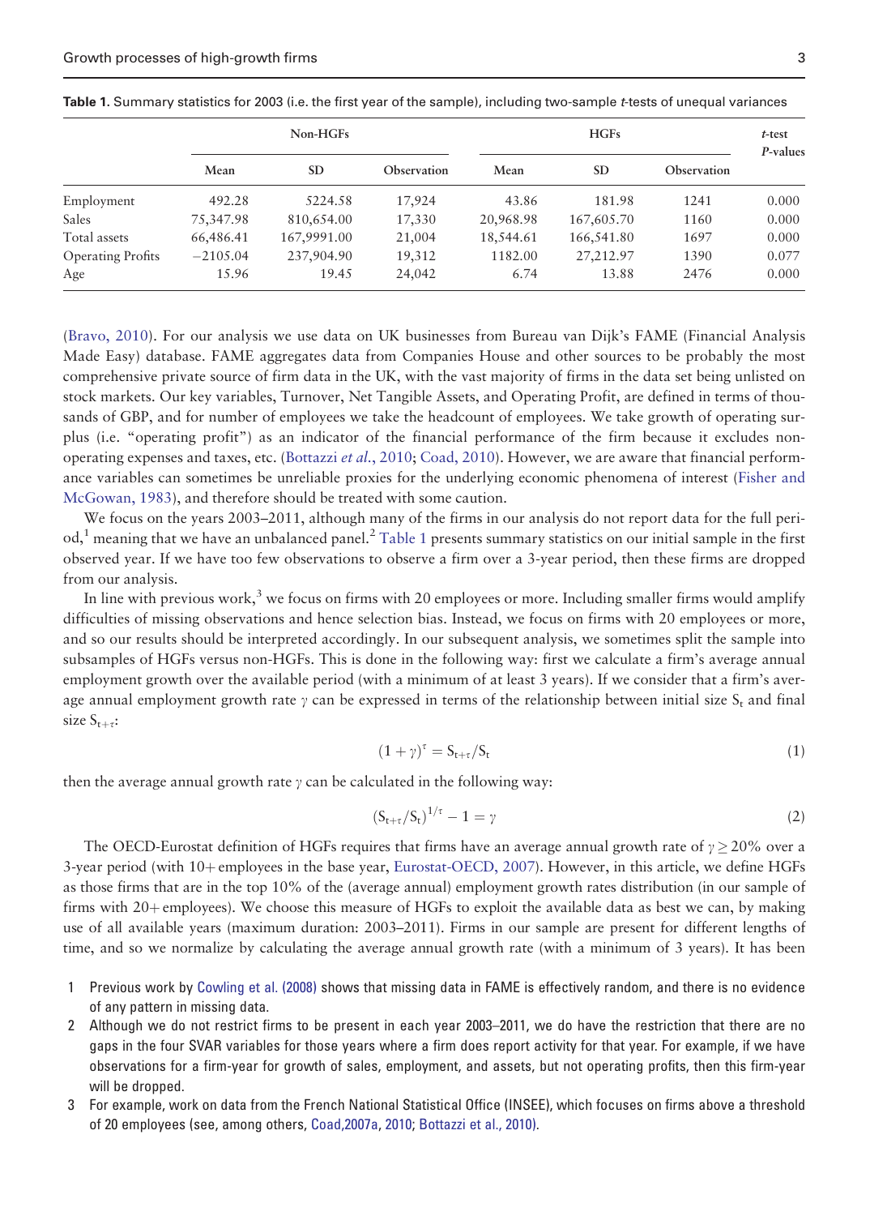**Table 1.** Summary statistics for 2003 (i.e. the first year of the sample), including two-sample *t*-tests of unequal variances

| | Non-HGFs | | | HGFs | | | *t*-test *P*-values |
|---|---|---|---|---|---|---|---|
| | Mean | SD | Observation | Mean | SD | Observation | |
| Employment | 492.28 | 5224.58 | 17,924 | 43.86 | 181.98 | 1241 | 0.000 |
| Sales | 75,347.98 | 810,654.00 | 17,330 | 20,968.98 | 167,605.70 | 1160 | 0.000 |
| Total assets | 66,486.41 | 167,9991.00 | 21,004 | 18,544.61 | 166,541.80 | 1697 | 0.000 |
| Operating Profits | −2105.04 | 237,904.90 | 19,312 | 1182.00 | 27,212.97 | 1390 | 0.077 |
| Age | 15.96 | 19.45 | 24,042 | 6.74 | 13.88 | 2476 | 0.000 |

(Bravo, 2010). For our analysis we use data on UK businesses from Bureau van Dijk's FAME (Financial Analysis Made Easy) database. FAME aggregates data from Companies House and other sources to be probably the most comprehensive private source of firm data in the UK, with the vast majority of firms in the data set being unlisted on stock markets. Our key variables, Turnover, Net Tangible Assets, and Operating Profit, are defined in terms of thousands of GBP, and for number of employees we take the headcount of employees. We take growth of operating surplus (i.e. "operating profit") as an indicator of the financial performance of the firm because it excludes non-operating expenses and taxes, etc. (Bottazzi *et al.*, 2010; Coad, 2010). However, we are aware that financial performance variables can sometimes be unreliable proxies for the underlying economic phenomena of interest (Fisher and McGowan, 1983), and therefore should be treated with some caution.

We focus on the years 2003–2011, although many of the firms in our analysis do not report data for the full period,[1] meaning that we have an unbalanced panel.[2] Table 1 presents summary statistics on our initial sample in the first observed year. If we have too few observations to observe a firm over a 3-year period, then these firms are dropped from our analysis.

In line with previous work,[3] we focus on firms with 20 employees or more. Including smaller firms would amplify difficulties of missing observations and hence selection bias. Instead, we focus on firms with 20 employees or more, and so our results should be interpreted accordingly. In our subsequent analysis, we sometimes split the sample into subsamples of HGFs versus non-HGFs. This is done in the following way: first we calculate a firm's average annual employment growth over the available period (with a minimum of at least 3 years). If we consider that a firm's average annual employment growth rate $\gamma$ can be expressed in terms of the relationship between initial size $S_t$ and final size $S_{t+\tau}$:

$$(1+\gamma)^{\tau} = S_{t+\tau}/S_t \tag{1}$$

then the average annual growth rate $\gamma$ can be calculated in the following way:

$$(S_{t+\tau}/S_t)^{1/\tau} - 1 = \gamma \tag{2}$$

The OECD-Eurostat definition of HGFs requires that firms have an average annual growth rate of $\gamma \geq 20\%$ over a 3-year period (with 10+ employees in the base year, Eurostat-OECD, 2007). However, in this article, we define HGFs as those firms that are in the top 10% of the (average annual) employment growth rates distribution (in our sample of firms with 20+ employees). We choose this measure of HGFs to exploit the available data as best we can, by making use of all available years (maximum duration: 2003–2011). Firms in our sample are present for different lengths of time, and so we normalize by calculating the average annual growth rate (with a minimum of 3 years). It has been

1 Previous work by Cowling et al. (2008) shows that missing data in FAME is effectively random, and there is no evidence of any pattern in missing data.

2 Although we do not restrict firms to be present in each year 2003–2011, we do have the restriction that there are no gaps in the four SVAR variables for those years where a firm does report activity for that year. For example, if we have observations for a firm-year for growth of sales, employment, and assets, but not operating profits, then this firm-year will be dropped.

3 For example, work on data from the French National Statistical Office (INSEE), which focuses on firms above a threshold of 20 employees (see, among others, Coad,2007a, 2010; Bottazzi et al., 2010).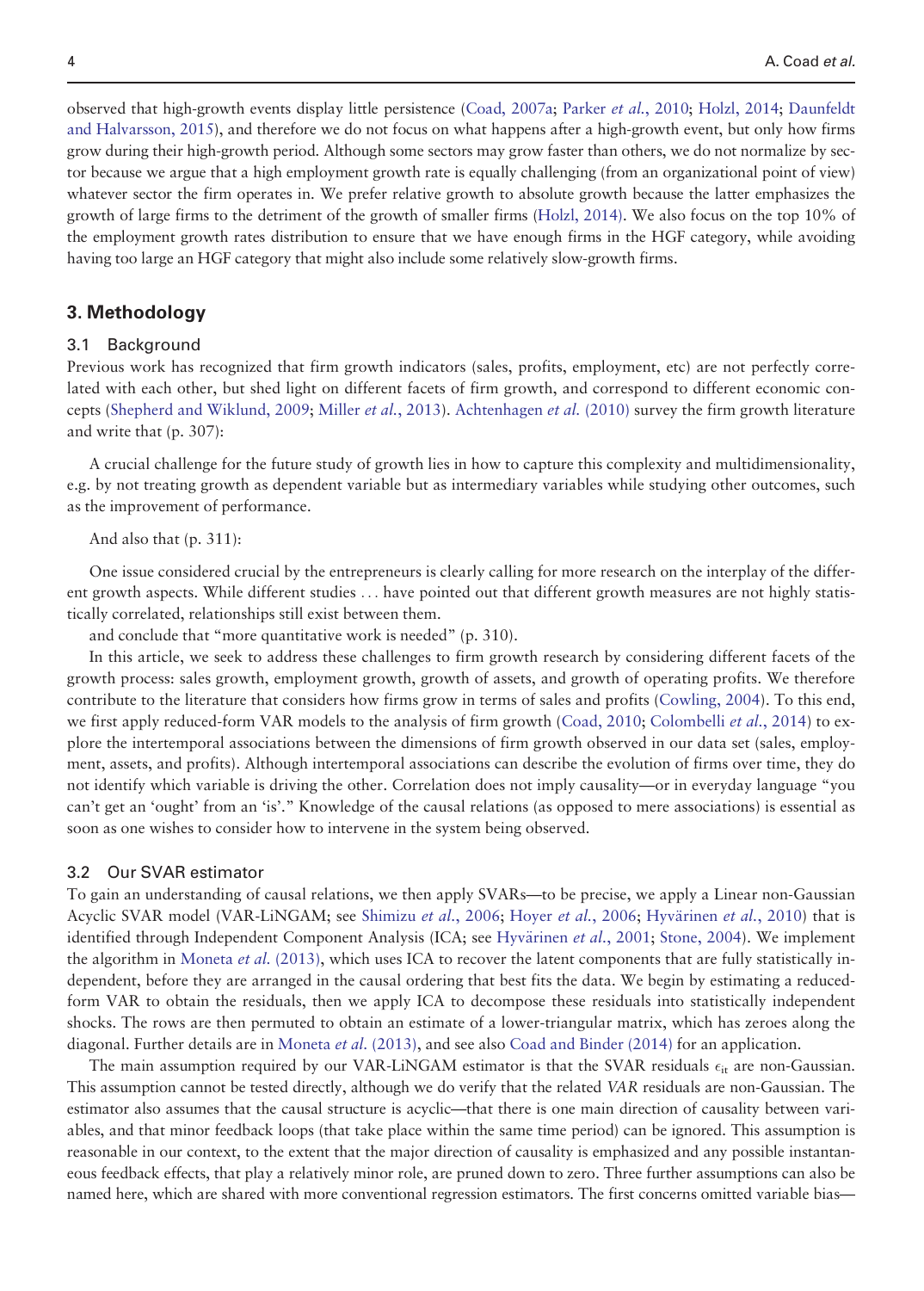observed that high-growth events display little persistence (Coad, 2007a; Parker *et al.*, 2010; Holzl, 2014; Daunfeldt and Halvarsson, 2015), and therefore we do not focus on what happens after a high-growth event, but only how firms grow during their high-growth period. Although some sectors may grow faster than others, we do not normalize by sector because we argue that a high employment growth rate is equally challenging (from an organizational point of view) whatever sector the firm operates in. We prefer relative growth to absolute growth because the latter emphasizes the growth of large firms to the detriment of the growth of smaller firms (Holzl, 2014). We also focus on the top 10% of the employment growth rates distribution to ensure that we have enough firms in the HGF category, while avoiding having too large an HGF category that might also include some relatively slow-growth firms.

## 3. Methodology

### 3.1 Background

Previous work has recognized that firm growth indicators (sales, profits, employment, etc) are not perfectly correlated with each other, but shed light on different facets of firm growth, and correspond to different economic concepts (Shepherd and Wiklund, 2009; Miller *et al.*, 2013). Achtenhagen *et al.* (2010) survey the firm growth literature and write that (p. 307):

> A crucial challenge for the future study of growth lies in how to capture this complexity and multidimensionality, e.g. by not treating growth as dependent variable but as intermediary variables while studying other outcomes, such as the improvement of performance.

And also that (p. 311):

> One issue considered crucial by the entrepreneurs is clearly calling for more research on the interplay of the different growth aspects. While different studies … have pointed out that different growth measures are not highly statistically correlated, relationships still exist between them.

and conclude that "more quantitative work is needed" (p. 310).

In this article, we seek to address these challenges to firm growth research by considering different facets of the growth process: sales growth, employment growth, growth of assets, and growth of operating profits. We therefore contribute to the literature that considers how firms grow in terms of sales and profits (Cowling, 2004). To this end, we first apply reduced-form VAR models to the analysis of firm growth (Coad, 2010; Colombelli *et al.*, 2014) to explore the intertemporal associations between the dimensions of firm growth observed in our data set (sales, employment, assets, and profits). Although intertemporal associations can describe the evolution of firms over time, they do not identify which variable is driving the other. Correlation does not imply causality—or in everyday language "you can't get an 'ought' from an 'is'." Knowledge of the causal relations (as opposed to mere associations) is essential as soon as one wishes to consider how to intervene in the system being observed.

### 3.2 Our SVAR estimator

To gain an understanding of causal relations, we then apply SVARs—to be precise, we apply a Linear non-Gaussian Acyclic SVAR model (VAR-LiNGAM; see Shimizu *et al.*, 2006; Hoyer *et al.*, 2006; Hyvärinen *et al.*, 2010) that is identified through Independent Component Analysis (ICA; see Hyvärinen *et al.*, 2001; Stone, 2004). We implement the algorithm in Moneta *et al.* (2013), which uses ICA to recover the latent components that are fully statistically independent, before they are arranged in the causal ordering that best fits the data. We begin by estimating a reduced-form VAR to obtain the residuals, then we apply ICA to decompose these residuals into statistically independent shocks. The rows are then permuted to obtain an estimate of a lower-triangular matrix, which has zeroes along the diagonal. Further details are in Moneta *et al.* (2013), and see also Coad and Binder (2014) for an application.

The main assumption required by our VAR-LiNGAM estimator is that the SVAR residuals $\epsilon_{it}$ are non-Gaussian. This assumption cannot be tested directly, although we do verify that the related *VAR* residuals are non-Gaussian. The estimator also assumes that the causal structure is acyclic—that there is one main direction of causality between variables, and that minor feedback loops (that take place within the same time period) can be ignored. This assumption is reasonable in our context, to the extent that the major direction of causality is emphasized and any possible instantaneous feedback effects, that play a relatively minor role, are pruned down to zero. Three further assumptions can also be named here, which are shared with more conventional regression estimators. The first concerns omitted variable bias—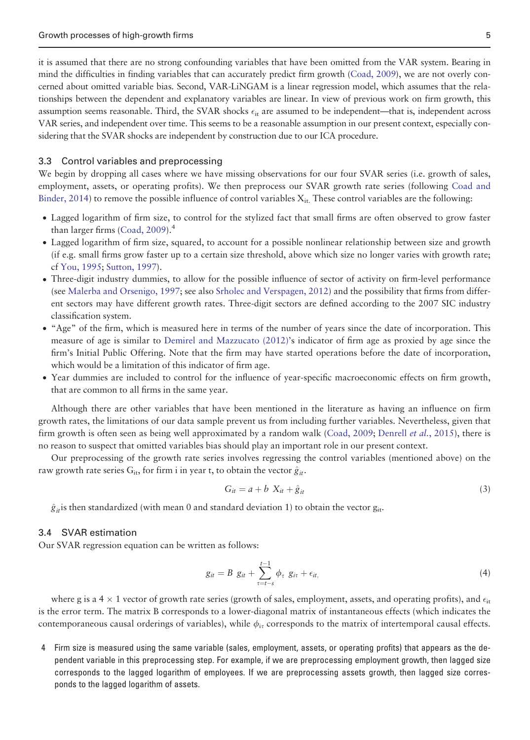it is assumed that there are no strong confounding variables that have been omitted from the VAR system. Bearing in mind the difficulties in finding variables that can accurately predict firm growth (Coad, 2009), we are not overly concerned about omitted variable bias. Second, VAR-LiNGAM is a linear regression model, which assumes that the relationships between the dependent and explanatory variables are linear. In view of previous work on firm growth, this assumption seems reasonable. Third, the SVAR shocks $\epsilon_{it}$ are assumed to be independent—that is, independent across VAR series, and independent over time. This seems to be a reasonable assumption in our present context, especially considering that the SVAR shocks are independent by construction due to our ICA procedure.

### 3.3 Control variables and preprocessing

We begin by dropping all cases where we have missing observations for our four SVAR series (i.e. growth of sales, employment, assets, or operating profits). We then preprocess our SVAR growth rate series (following Coad and Binder, 2014) to remove the possible influence of control variables $X_{it}$. These control variables are the following:

- Lagged logarithm of firm size, to control for the stylized fact that small firms are often observed to grow faster than larger firms (Coad, 2009).[4]
- Lagged logarithm of firm size, squared, to account for a possible nonlinear relationship between size and growth (if e.g. small firms grow faster up to a certain size threshold, above which size no longer varies with growth rate; cf You, 1995; Sutton, 1997).
- Three-digit industry dummies, to allow for the possible influence of sector of activity on firm-level performance (see Malerba and Orsenigo, 1997; see also Srholec and Verspagen, 2012) and the possibility that firms from different sectors may have different growth rates. Three-digit sectors are defined according to the 2007 SIC industry classification system.
- "Age" of the firm, which is measured here in terms of the number of years since the date of incorporation. This measure of age is similar to Demirel and Mazzucato (2012)'s indicator of firm age as proxied by age since the firm's Initial Public Offering. Note that the firm may have started operations before the date of incorporation, which would be a limitation of this indicator of firm age.
- Year dummies are included to control for the influence of year-specific macroeconomic effects on firm growth, that are common to all firms in the same year.

Although there are other variables that have been mentioned in the literature as having an influence on firm growth rates, the limitations of our data sample prevent us from including further variables. Nevertheless, given that firm growth is often seen as being well approximated by a random walk (Coad, 2009; Denrell *et al.*, 2015), there is no reason to suspect that omitted variables bias should play an important role in our present context.

Our preprocessing of the growth rate series involves regressing the control variables (mentioned above) on the raw growth rate series $G_{it}$, for firm i in year t, to obtain the vector $\hat{g}_{it}$.

$$G_{it} = a + b\ X_{it} + \hat{g}_{it} \tag{3}$$

$\hat{g}_{it}$ is then standardized (with mean 0 and standard deviation 1) to obtain the vector $g_{it}$.

### 3.4 SVAR estimation

Our SVAR regression equation can be written as follows:

$$g_{it} = B\ g_{it} + \sum_{\tau=t-s}^{t-1} \phi_{\tau}\ g_{i\tau} + \epsilon_{it,} \tag{4}$$

where g is a $4 \times 1$ vector of growth rate series (growth of sales, employment, assets, and operating profits), and $\epsilon_{it}$ is the error term. The matrix B corresponds to a lower-diagonal matrix of instantaneous effects (which indicates the contemporaneous causal orderings of variables), while $\phi_{i\tau}$ corresponds to the matrix of intertemporal causal effects.

4 Firm size is measured using the same variable (sales, employment, assets, or operating profits) that appears as the dependent variable in this preprocessing step. For example, if we are preprocessing employment growth, then lagged size corresponds to the lagged logarithm of employees. If we are preprocessing assets growth, then lagged size corresponds to the lagged logarithm of assets.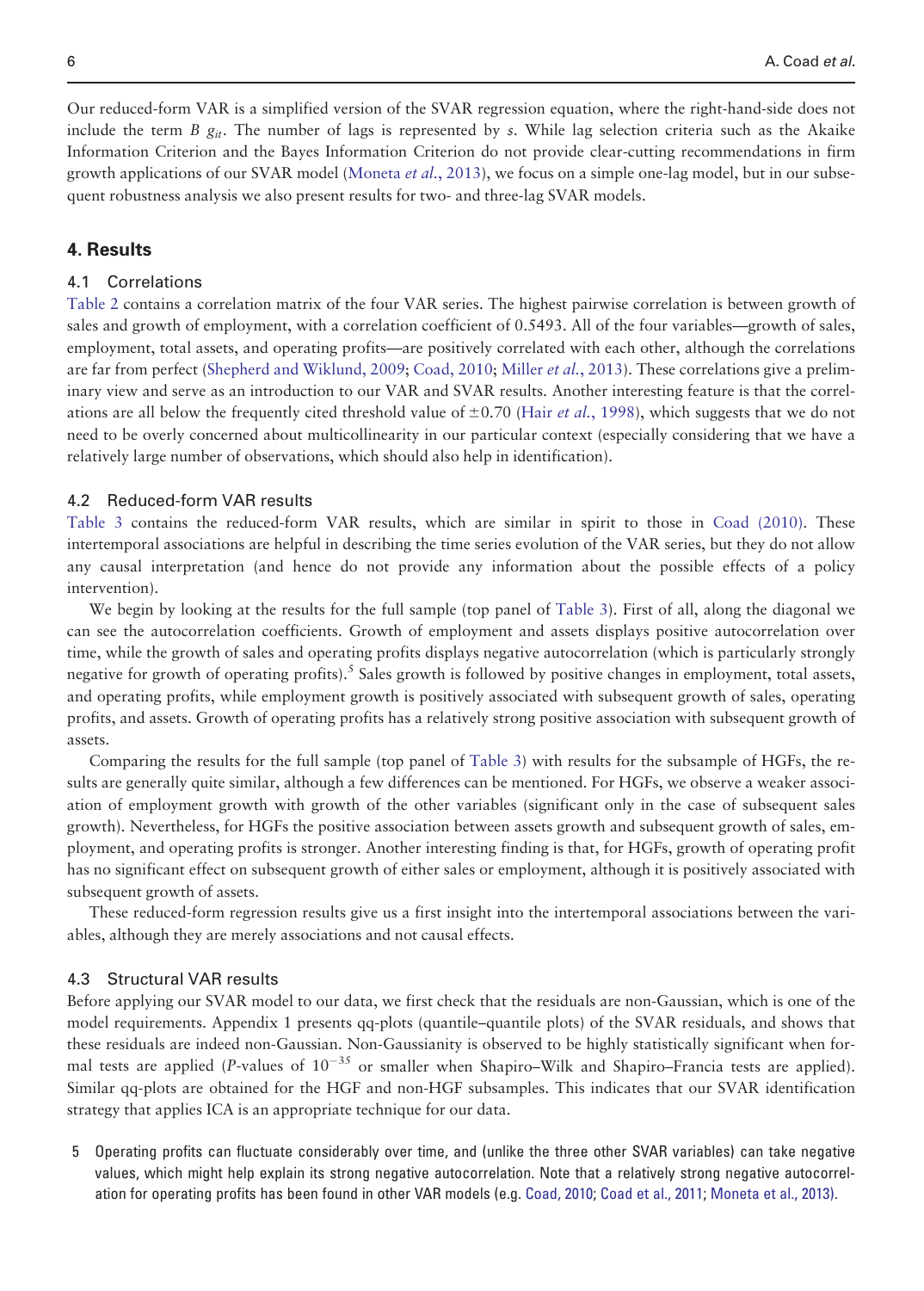Our reduced-form VAR is a simplified version of the SVAR regression equation, where the right-hand-side does not include the term $B\ g_{it}$. The number of lags is represented by $s$. While lag selection criteria such as the Akaike Information Criterion and the Bayes Information Criterion do not provide clear-cutting recommendations in firm growth applications of our SVAR model (Moneta *et al.*, 2013), we focus on a simple one-lag model, but in our subsequent robustness analysis we also present results for two- and three-lag SVAR models.

## 4. Results

### 4.1 Correlations

Table 2 contains a correlation matrix of the four VAR series. The highest pairwise correlation is between growth of sales and growth of employment, with a correlation coefficient of 0.5493. All of the four variables—growth of sales, employment, total assets, and operating profits—are positively correlated with each other, although the correlations are far from perfect (Shepherd and Wiklund, 2009; Coad, 2010; Miller *et al.*, 2013). These correlations give a preliminary view and serve as an introduction to our VAR and SVAR results. Another interesting feature is that the correlations are all below the frequently cited threshold value of $\pm 0.70$ (Hair *et al.*, 1998), which suggests that we do not need to be overly concerned about multicollinearity in our particular context (especially considering that we have a relatively large number of observations, which should also help in identification).

### 4.2 Reduced-form VAR results

Table 3 contains the reduced-form VAR results, which are similar in spirit to those in Coad (2010). These intertemporal associations are helpful in describing the time series evolution of the VAR series, but they do not allow any causal interpretation (and hence do not provide any information about the possible effects of a policy intervention).

We begin by looking at the results for the full sample (top panel of Table 3). First of all, along the diagonal we can see the autocorrelation coefficients. Growth of employment and assets displays positive autocorrelation over time, while the growth of sales and operating profits displays negative autocorrelation (which is particularly strongly negative for growth of operating profits).[5] Sales growth is followed by positive changes in employment, total assets, and operating profits, while employment growth is positively associated with subsequent growth of sales, operating profits, and assets. Growth of operating profits has a relatively strong positive association with subsequent growth of assets.

Comparing the results for the full sample (top panel of Table 3) with results for the subsample of HGFs, the results are generally quite similar, although a few differences can be mentioned. For HGFs, we observe a weaker association of employment growth with growth of the other variables (significant only in the case of subsequent sales growth). Nevertheless, for HGFs the positive association between assets growth and subsequent growth of sales, employment, and operating profits is stronger. Another interesting finding is that, for HGFs, growth of operating profit has no significant effect on subsequent growth of either sales or employment, although it is positively associated with subsequent growth of assets.

These reduced-form regression results give us a first insight into the intertemporal associations between the variables, although they are merely associations and not causal effects.

### 4.3 Structural VAR results

Before applying our SVAR model to our data, we first check that the residuals are non-Gaussian, which is one of the model requirements. Appendix 1 presents qq-plots (quantile–quantile plots) of the SVAR residuals, and shows that these residuals are indeed non-Gaussian. Non-Gaussianity is observed to be highly statistically significant when formal tests are applied ($P$-values of $10^{-35}$ or smaller when Shapiro–Wilk and Shapiro–Francia tests are applied). Similar qq-plots are obtained for the HGF and non-HGF subsamples. This indicates that our SVAR identification strategy that applies ICA is an appropriate technique for our data.

5 Operating profits can fluctuate considerably over time, and (unlike the three other SVAR variables) can take negative values, which might help explain its strong negative autocorrelation. Note that a relatively strong negative autocorrelation for operating profits has been found in other VAR models (e.g. Coad, 2010; Coad et al., 2011; Moneta et al., 2013).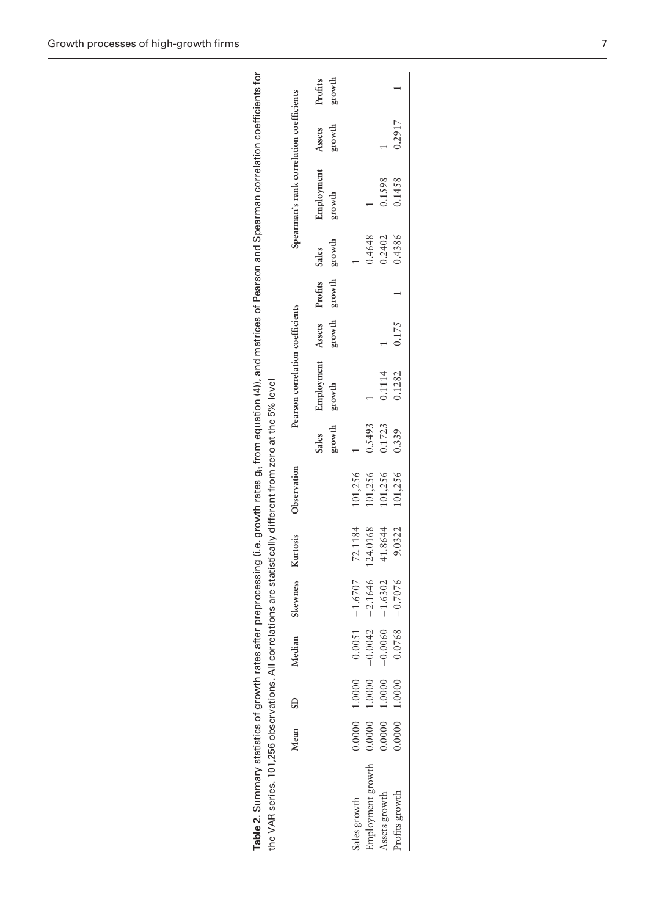**Table 2.** Summary statistics of growth rates after preprocessing (i.e. growth rates $g_{it}$ from equation (4)), and matrices of Pearson and Spearman correlation coefficients for the VAR series. 101,256 observations. All correlations are statistically different from zero at the 5% level

| | Mean | SD | Median | Skewness | Kurtosis | Observation | Pearson correlation coefficients | | | | Spearman's rank correlation coefficients | | | |
|---|---|---|---|---|---|---|---|---|---|---|---|---|---|---|
| | | | | | | | Sales growth | Employment growth | Assets growth | Profits growth | Sales growth | Employment growth | Assets growth | Profits growth |
| Sales growth | 0.0000 | 1.0000 | 0.0051 | −1.6707 | 72.1184 | 101,256 | 1 | | | | 1 | | | |
| Employment growth | 0.0000 | 1.0000 | −0.0042 | −2.1646 | 124.0168 | 101,256 | 0.5493 | 1 | | | 0.4648 | 1 | | |
| Assets growth | 0.0000 | 1.0000 | −0.0060 | −1.6302 | 41.8644 | 101,256 | 0.1723 | 0.1114 | 1 | | 0.2402 | 0.1598 | 1 | |
| Profits growth | 0.0000 | 1.0000 | 0.0768 | −0.7076 | 9.0322 | 101,256 | 0.339 | 0.1282 | 0.175 | 1 | 0.4386 | 0.1458 | 0.2917 | 1 |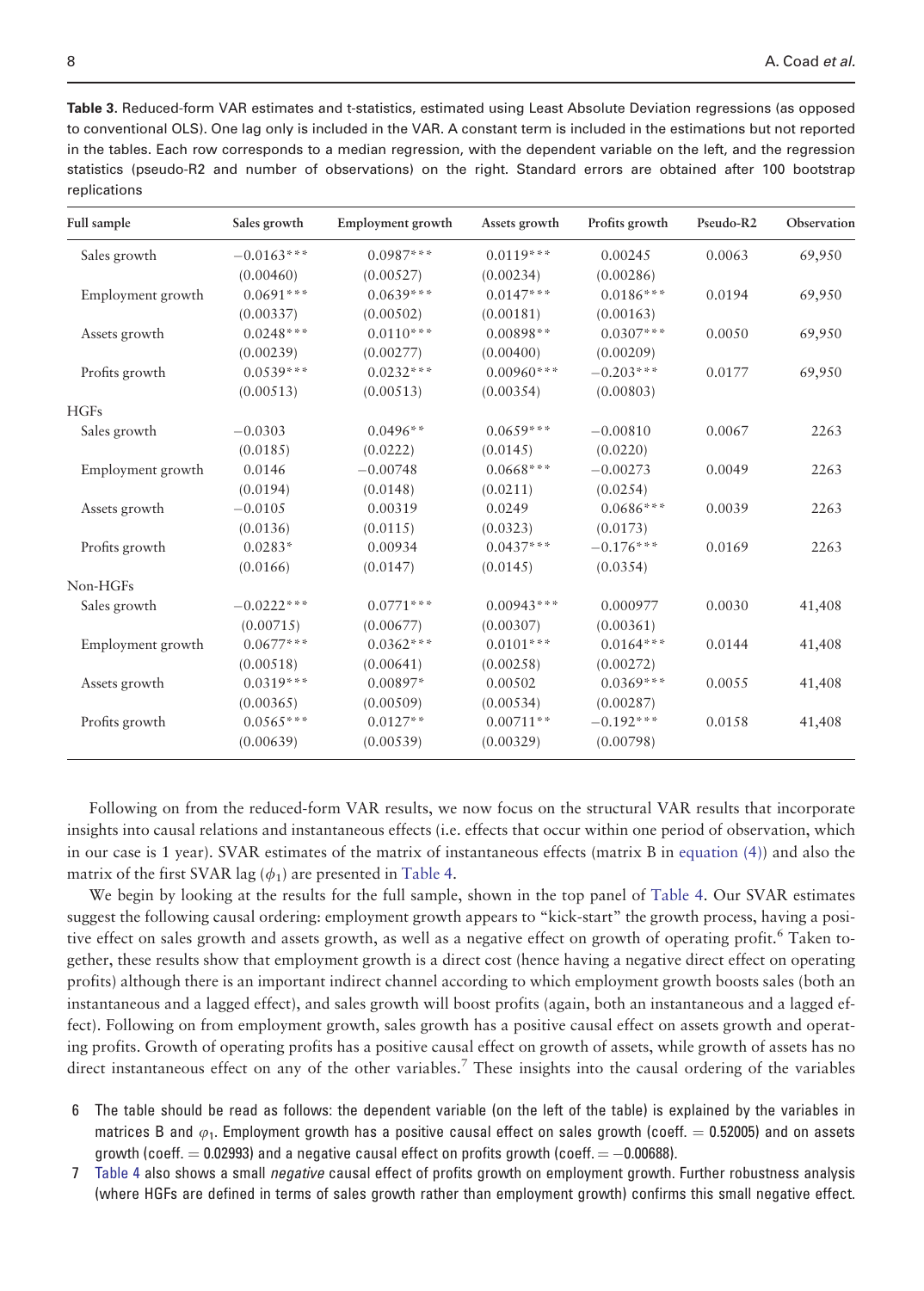**Table 3.** Reduced-form VAR estimates and t-statistics, estimated using Least Absolute Deviation regressions (as opposed to conventional OLS). One lag only is included in the VAR. A constant term is included in the estimations but not reported in the tables. Each row corresponds to a median regression, with the dependent variable on the left, and the regression statistics (pseudo-R2 and number of observations) on the right. Standard errors are obtained after 100 bootstrap replications

| Full sample | Sales growth | Employment growth | Assets growth | Profits growth | Pseudo-R2 | Observation |
|---|---|---|---|---|---|---|
| Sales growth | −0.0163*** | 0.0987*** | 0.0119*** | 0.00245 | 0.0063 | 69,950 |
| | (0.00460) | (0.00527) | (0.00234) | (0.00286) | | |
| Employment growth | 0.0691*** | 0.0639*** | 0.0147*** | 0.0186*** | 0.0194 | 69,950 |
| | (0.00337) | (0.00502) | (0.00181) | (0.00163) | | |
| Assets growth | 0.0248*** | 0.0110*** | 0.00898** | 0.0307*** | 0.0050 | 69,950 |
| | (0.00239) | (0.00277) | (0.00400) | (0.00209) | | |
| Profits growth | 0.0539*** | 0.0232*** | 0.00960*** | −0.203*** | 0.0177 | 69,950 |
| | (0.00513) | (0.00513) | (0.00354) | (0.00803) | | |
| HGFs | | | | | | |
| Sales growth | −0.0303 | 0.0496** | 0.0659*** | −0.00810 | 0.0067 | 2263 |
| | (0.0185) | (0.0222) | (0.0145) | (0.0220) | | |
| Employment growth | 0.0146 | −0.00748 | 0.0668*** | −0.00273 | 0.0049 | 2263 |
| | (0.0194) | (0.0148) | (0.0211) | (0.0254) | | |
| Assets growth | −0.0105 | 0.00319 | 0.0249 | 0.0686*** | 0.0039 | 2263 |
| | (0.0136) | (0.0115) | (0.0323) | (0.0173) | | |
| Profits growth | 0.0283* | 0.00934 | 0.0437*** | −0.176*** | 0.0169 | 2263 |
| | (0.0166) | (0.0147) | (0.0145) | (0.0354) | | |
| Non-HGFs | | | | | | |
| Sales growth | −0.0222*** | 0.0771*** | 0.00943*** | 0.000977 | 0.0030 | 41,408 |
| | (0.00715) | (0.00677) | (0.00307) | (0.00361) | | |
| Employment growth | 0.0677*** | 0.0362*** | 0.0101*** | 0.0164*** | 0.0144 | 41,408 |
| | (0.00518) | (0.00641) | (0.00258) | (0.00272) | | |
| Assets growth | 0.0319*** | 0.00897* | 0.00502 | 0.0369*** | 0.0055 | 41,408 |
| | (0.00365) | (0.00509) | (0.00534) | (0.00287) | | |
| Profits growth | 0.0565*** | 0.0127** | 0.00711** | −0.192*** | 0.0158 | 41,408 |
| | (0.00639) | (0.00539) | (0.00329) | (0.00798) | | |

Following on from the reduced-form VAR results, we now focus on the structural VAR results that incorporate insights into causal relations and instantaneous effects (i.e. effects that occur within one period of observation, which in our case is 1 year). SVAR estimates of the matrix of instantaneous effects (matrix B in equation (4)) and also the matrix of the first SVAR lag ($\phi_1$) are presented in Table 4.

We begin by looking at the results for the full sample, shown in the top panel of Table 4. Our SVAR estimates suggest the following causal ordering: employment growth appears to "kick-start" the growth process, having a positive effect on sales growth and assets growth, as well as a negative effect on growth of operating profit.[6] Taken together, these results show that employment growth is a direct cost (hence having a negative direct effect on operating profits) although there is an important indirect channel according to which employment growth boosts sales (both an instantaneous and a lagged effect), and sales growth will boost profits (again, both an instantaneous and a lagged effect). Following on from employment growth, sales growth has a positive causal effect on assets growth and operating profits. Growth of operating profits has a positive causal effect on growth of assets, while growth of assets has no direct instantaneous effect on any of the other variables.[7] These insights into the causal ordering of the variables

6 The table should be read as follows: the dependent variable (on the left of the table) is explained by the variables in matrices B and $\varphi_1$. Employment growth has a positive causal effect on sales growth (coeff. = 0.52005) and on assets growth (coeff. = 0.02993) and a negative causal effect on profits growth (coeff. = −0.00688).

7 Table 4 also shows a small *negative* causal effect of profits growth on employment growth. Further robustness analysis (where HGFs are defined in terms of sales growth rather than employment growth) confirms this small negative effect.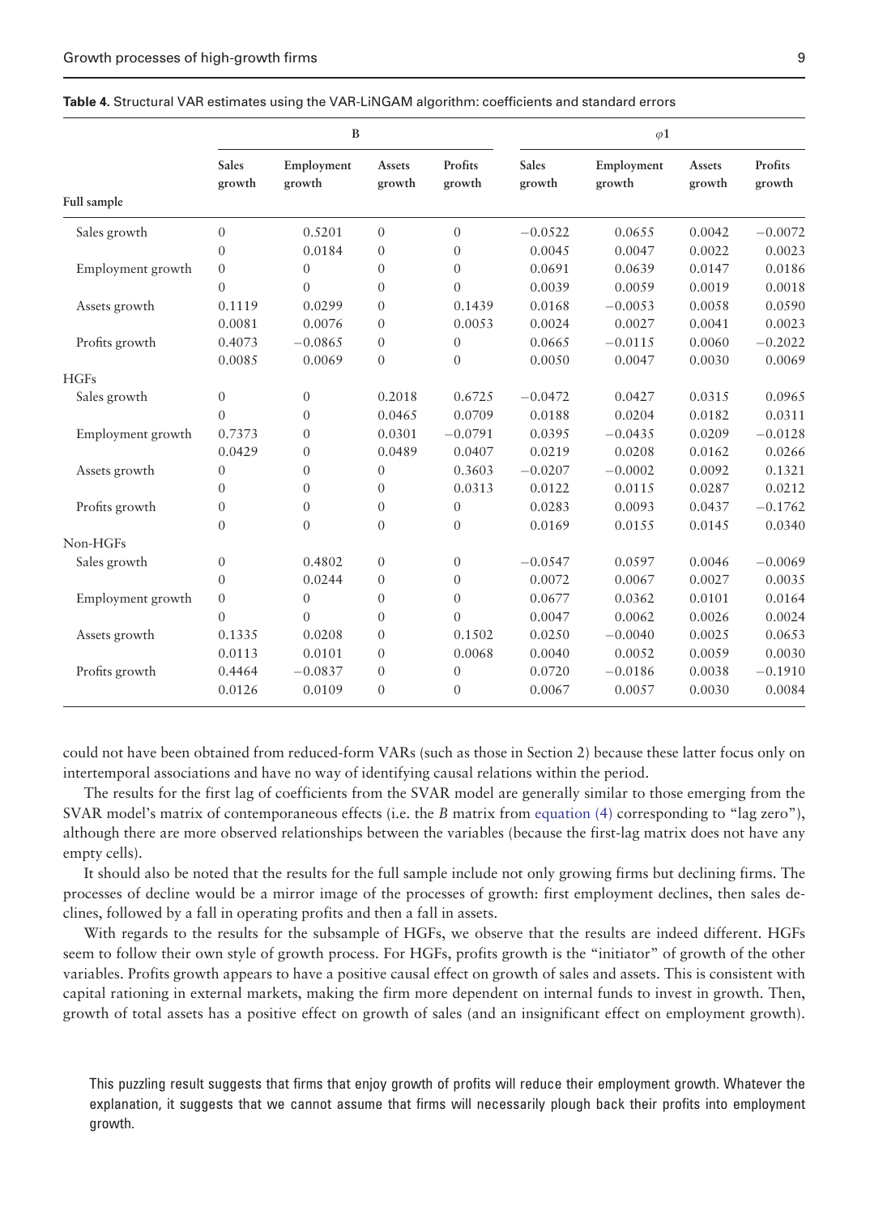**Table 4.** Structural VAR estimates using the VAR-LiNGAM algorithm: coefficients and standard errors

| | B | | | | $\varphi 1$ | | | |
|---|---|---|---|---|---|---|---|---|
| **Full sample** | **Sales growth** | **Employment growth** | **Assets growth** | **Profits growth** | **Sales growth** | **Employment growth** | **Assets growth** | **Profits growth** |
| Sales growth | 0 | 0.5201 | 0 | 0 | −0.0522 | 0.0655 | 0.0042 | −0.0072 |
| | 0 | 0.0184 | 0 | 0 | 0.0045 | 0.0047 | 0.0022 | 0.0023 |
| Employment growth | 0 | 0 | 0 | 0 | 0.0691 | 0.0639 | 0.0147 | 0.0186 |
| | 0 | 0 | 0 | 0 | 0.0039 | 0.0059 | 0.0019 | 0.0018 |
| Assets growth | 0.1119 | 0.0299 | 0 | 0.1439 | 0.0168 | −0.0053 | 0.0058 | 0.0590 |
| | 0.0081 | 0.0076 | 0 | 0.0053 | 0.0024 | 0.0027 | 0.0041 | 0.0023 |
| Profits growth | 0.4073 | −0.0865 | 0 | 0 | 0.0665 | −0.0115 | 0.0060 | −0.2022 |
| | 0.0085 | 0.0069 | 0 | 0 | 0.0050 | 0.0047 | 0.0030 | 0.0069 |
| HGFs | | | | | | | | |
| Sales growth | 0 | 0 | 0.2018 | 0.6725 | −0.0472 | 0.0427 | 0.0315 | 0.0965 |
| | 0 | 0 | 0.0465 | 0.0709 | 0.0188 | 0.0204 | 0.0182 | 0.0311 |
| Employment growth | 0.7373 | 0 | 0.0301 | −0.0791 | 0.0395 | −0.0435 | 0.0209 | −0.0128 |
| | 0.0429 | 0 | 0.0489 | 0.0407 | 0.0219 | 0.0208 | 0.0162 | 0.0266 |
| Assets growth | 0 | 0 | 0 | 0.3603 | −0.0207 | −0.0002 | 0.0092 | 0.1321 |
| | 0 | 0 | 0 | 0.0313 | 0.0122 | 0.0115 | 0.0287 | 0.0212 |
| Profits growth | 0 | 0 | 0 | 0 | 0.0283 | 0.0093 | 0.0437 | −0.1762 |
| | 0 | 0 | 0 | 0 | 0.0169 | 0.0155 | 0.0145 | 0.0340 |
| Non-HGFs | | | | | | | | |
| Sales growth | 0 | 0.4802 | 0 | 0 | −0.0547 | 0.0597 | 0.0046 | −0.0069 |
| | 0 | 0.0244 | 0 | 0 | 0.0072 | 0.0067 | 0.0027 | 0.0035 |
| Employment growth | 0 | 0 | 0 | 0 | 0.0677 | 0.0362 | 0.0101 | 0.0164 |
| | 0 | 0 | 0 | 0 | 0.0047 | 0.0062 | 0.0026 | 0.0024 |
| Assets growth | 0.1335 | 0.0208 | 0 | 0.1502 | 0.0250 | −0.0040 | 0.0025 | 0.0653 |
| | 0.0113 | 0.0101 | 0 | 0.0068 | 0.0040 | 0.0052 | 0.0059 | 0.0030 |
| Profits growth | 0.4464 | −0.0837 | 0 | 0 | 0.0720 | −0.0186 | 0.0038 | −0.1910 |
| | 0.0126 | 0.0109 | 0 | 0 | 0.0067 | 0.0057 | 0.0030 | 0.0084 |

could not have been obtained from reduced-form VARs (such as those in Section 2) because these latter focus only on intertemporal associations and have no way of identifying causal relations within the period.

The results for the first lag of coefficients from the SVAR model are generally similar to those emerging from the SVAR model's matrix of contemporaneous effects (i.e. the $B$ matrix from equation (4) corresponding to "lag zero"), although there are more observed relationships between the variables (because the first-lag matrix does not have any empty cells).

It should also be noted that the results for the full sample include not only growing firms but declining firms. The processes of decline would be a mirror image of the processes of growth: first employment declines, then sales declines, followed by a fall in operating profits and then a fall in assets.

With regards to the results for the subsample of HGFs, we observe that the results are indeed different. HGFs seem to follow their own style of growth process. For HGFs, profits growth is the "initiator" of growth of the other variables. Profits growth appears to have a positive causal effect on growth of sales and assets. This is consistent with capital rationing in external markets, making the firm more dependent on internal funds to invest in growth. Then, growth of total assets has a positive effect on growth of sales (and an insignificant effect on employment growth).

This puzzling result suggests that firms that enjoy growth of profits will reduce their employment growth. Whatever the explanation, it suggests that we cannot assume that firms will necessarily plough back their profits into employment growth.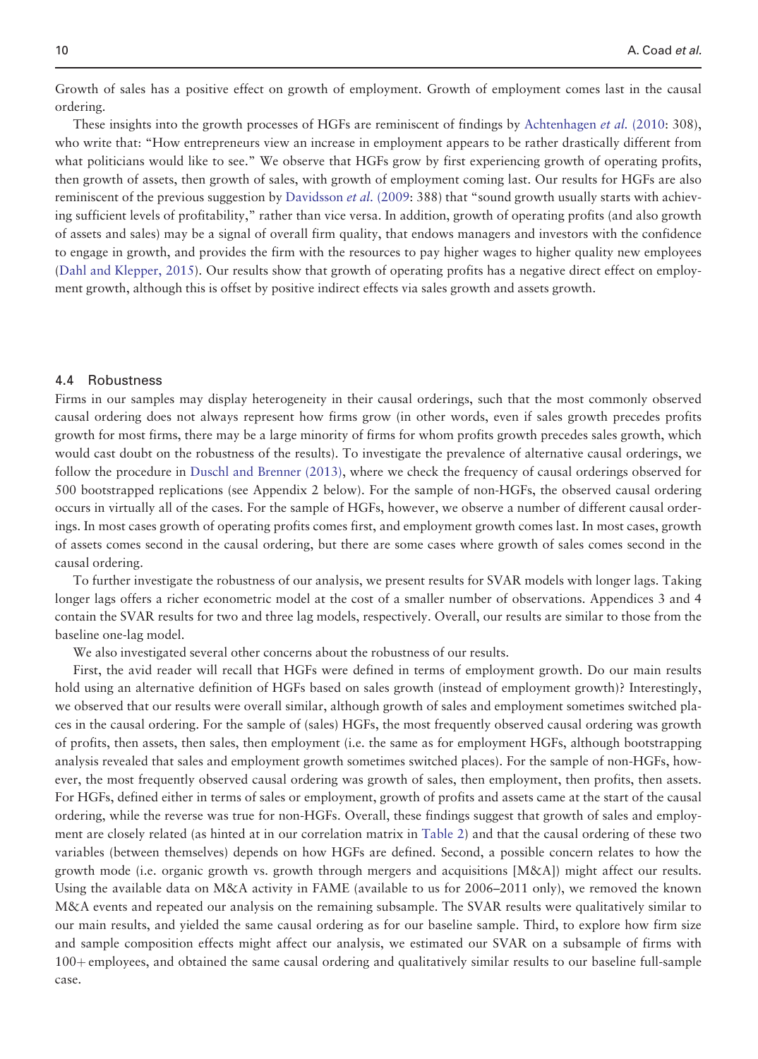Growth of sales has a positive effect on growth of employment. Growth of employment comes last in the causal ordering.

These insights into the growth processes of HGFs are reminiscent of findings by Achtenhagen *et al.* (2010: 308), who write that: "How entrepreneurs view an increase in employment appears to be rather drastically different from what politicians would like to see." We observe that HGFs grow by first experiencing growth of operating profits, then growth of assets, then growth of sales, with growth of employment coming last. Our results for HGFs are also reminiscent of the previous suggestion by Davidsson *et al.* (2009: 388) that "sound growth usually starts with achieving sufficient levels of profitability," rather than vice versa. In addition, growth of operating profits (and also growth of assets and sales) may be a signal of overall firm quality, that endows managers and investors with the confidence to engage in growth, and provides the firm with the resources to pay higher wages to higher quality new employees (Dahl and Klepper, 2015). Our results show that growth of operating profits has a negative direct effect on employment growth, although this is offset by positive indirect effects via sales growth and assets growth.

### 4.4 Robustness

Firms in our samples may display heterogeneity in their causal orderings, such that the most commonly observed causal ordering does not always represent how firms grow (in other words, even if sales growth precedes profits growth for most firms, there may be a large minority of firms for whom profits growth precedes sales growth, which would cast doubt on the robustness of the results). To investigate the prevalence of alternative causal orderings, we follow the procedure in Duschl and Brenner (2013), where we check the frequency of causal orderings observed for 500 bootstrapped replications (see Appendix 2 below). For the sample of non-HGFs, the observed causal ordering occurs in virtually all of the cases. For the sample of HGFs, however, we observe a number of different causal orderings. In most cases growth of operating profits comes first, and employment growth comes last. In most cases, growth of assets comes second in the causal ordering, but there are some cases where growth of sales comes second in the causal ordering.

To further investigate the robustness of our analysis, we present results for SVAR models with longer lags. Taking longer lags offers a richer econometric model at the cost of a smaller number of observations. Appendices 3 and 4 contain the SVAR results for two and three lag models, respectively. Overall, our results are similar to those from the baseline one-lag model.

We also investigated several other concerns about the robustness of our results.

First, the avid reader will recall that HGFs were defined in terms of employment growth. Do our main results hold using an alternative definition of HGFs based on sales growth (instead of employment growth)? Interestingly, we observed that our results were overall similar, although growth of sales and employment sometimes switched places in the causal ordering. For the sample of (sales) HGFs, the most frequently observed causal ordering was growth of profits, then assets, then sales, then employment (i.e. the same as for employment HGFs, although bootstrapping analysis revealed that sales and employment growth sometimes switched places). For the sample of non-HGFs, however, the most frequently observed causal ordering was growth of sales, then employment, then profits, then assets. For HGFs, defined either in terms of sales or employment, growth of profits and assets came at the start of the causal ordering, while the reverse was true for non-HGFs. Overall, these findings suggest that growth of sales and employment are closely related (as hinted at in our correlation matrix in Table 2) and that the causal ordering of these two variables (between themselves) depends on how HGFs are defined. Second, a possible concern relates to how the growth mode (i.e. organic growth vs. growth through mergers and acquisitions [M&A]) might affect our results. Using the available data on M&A activity in FAME (available to us for 2006–2011 only), we removed the known M&A events and repeated our analysis on the remaining subsample. The SVAR results were qualitatively similar to our main results, and yielded the same causal ordering as for our baseline sample. Third, to explore how firm size and sample composition effects might affect our analysis, we estimated our SVAR on a subsample of firms with 100+ employees, and obtained the same causal ordering and qualitatively similar results to our baseline full-sample case.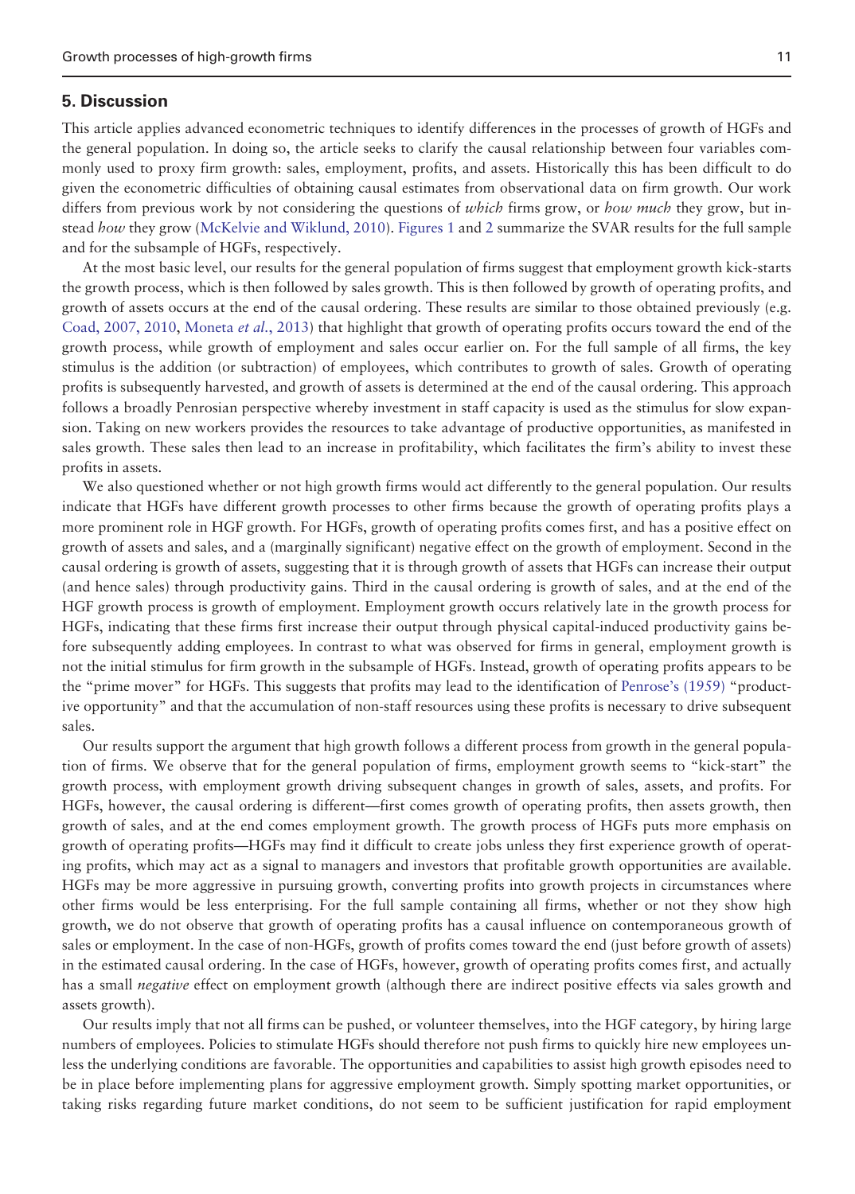## 5. Discussion

This article applies advanced econometric techniques to identify differences in the processes of growth of HGFs and the general population. In doing so, the article seeks to clarify the causal relationship between four variables commonly used to proxy firm growth: sales, employment, profits, and assets. Historically this has been difficult to do given the econometric difficulties of obtaining causal estimates from observational data on firm growth. Our work differs from previous work by not considering the questions of *which* firms grow, or *how much* they grow, but instead *how* they grow (McKelvie and Wiklund, 2010). Figures 1 and 2 summarize the SVAR results for the full sample and for the subsample of HGFs, respectively.

At the most basic level, our results for the general population of firms suggest that employment growth kick-starts the growth process, which is then followed by sales growth. This is then followed by growth of operating profits, and growth of assets occurs at the end of the causal ordering. These results are similar to those obtained previously (e.g. Coad, 2007, 2010, Moneta *et al.*, 2013) that highlight that growth of operating profits occurs toward the end of the growth process, while growth of employment and sales occur earlier on. For the full sample of all firms, the key stimulus is the addition (or subtraction) of employees, which contributes to growth of sales. Growth of operating profits is subsequently harvested, and growth of assets is determined at the end of the causal ordering. This approach follows a broadly Penrosian perspective whereby investment in staff capacity is used as the stimulus for slow expansion. Taking on new workers provides the resources to take advantage of productive opportunities, as manifested in sales growth. These sales then lead to an increase in profitability, which facilitates the firm's ability to invest these profits in assets.

We also questioned whether or not high growth firms would act differently to the general population. Our results indicate that HGFs have different growth processes to other firms because the growth of operating profits plays a more prominent role in HGF growth. For HGFs, growth of operating profits comes first, and has a positive effect on growth of assets and sales, and a (marginally significant) negative effect on the growth of employment. Second in the causal ordering is growth of assets, suggesting that it is through growth of assets that HGFs can increase their output (and hence sales) through productivity gains. Third in the causal ordering is growth of sales, and at the end of the HGF growth process is growth of employment. Employment growth occurs relatively late in the growth process for HGFs, indicating that these firms first increase their output through physical capital-induced productivity gains before subsequently adding employees. In contrast to what was observed for firms in general, employment growth is not the initial stimulus for firm growth in the subsample of HGFs. Instead, growth of operating profits appears to be the "prime mover" for HGFs. This suggests that profits may lead to the identification of Penrose's (1959) "productive opportunity" and that the accumulation of non-staff resources using these profits is necessary to drive subsequent sales.

Our results support the argument that high growth follows a different process from growth in the general population of firms. We observe that for the general population of firms, employment growth seems to "kick-start" the growth process, with employment growth driving subsequent changes in growth of sales, assets, and profits. For HGFs, however, the causal ordering is different—first comes growth of operating profits, then assets growth, then growth of sales, and at the end comes employment growth. The growth process of HGFs puts more emphasis on growth of operating profits—HGFs may find it difficult to create jobs unless they first experience growth of operating profits, which may act as a signal to managers and investors that profitable growth opportunities are available. HGFs may be more aggressive in pursuing growth, converting profits into growth projects in circumstances where other firms would be less enterprising. For the full sample containing all firms, whether or not they show high growth, we do not observe that growth of operating profits has a causal influence on contemporaneous growth of sales or employment. In the case of non-HGFs, growth of profits comes toward the end (just before growth of assets) in the estimated causal ordering. In the case of HGFs, however, growth of operating profits comes first, and actually has a small *negative* effect on employment growth (although there are indirect positive effects via sales growth and assets growth).

Our results imply that not all firms can be pushed, or volunteer themselves, into the HGF category, by hiring large numbers of employees. Policies to stimulate HGFs should therefore not push firms to quickly hire new employees unless the underlying conditions are favorable. The opportunities and capabilities to assist high growth episodes need to be in place before implementing plans for aggressive employment growth. Simply spotting market opportunities, or taking risks regarding future market conditions, do not seem to be sufficient justification for rapid employment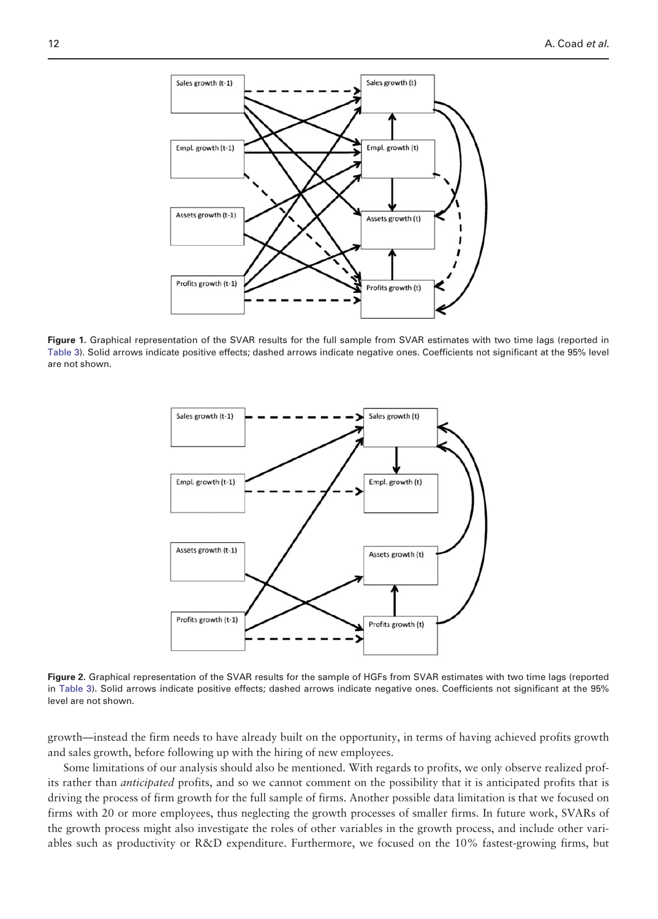Figure 1. Graphical representation of the SVAR results for the full sample from SVAR estimates with two time lags (reported in Table 3). Solid arrows indicate positive effects; dashed arrows indicate negative ones. Coefficients not significant at the 95% level are not shown.

Figure 2. Graphical representation of the SVAR results for the sample of HGFs from SVAR estimates with two time lags (reported in Table 3). Solid arrows indicate positive effects; dashed arrows indicate negative ones. Coefficients not significant at the 95% level are not shown.

growth—instead the firm needs to have already built on the opportunity, in terms of having achieved profits growth and sales growth, before following up with the hiring of new employees.

Some limitations of our analysis should also be mentioned. With regards to profits, we only observe realized profits rather than *anticipated* profits, and so we cannot comment on the possibility that it is anticipated profits that is driving the process of firm growth for the full sample of firms. Another possible data limitation is that we focused on firms with 20 or more employees, thus neglecting the growth processes of smaller firms. In future work, SVARs of the growth process might also investigate the roles of other variables in the growth process, and include other variables such as productivity or R&D expenditure. Furthermore, we focused on the 10% fastest-growing firms, but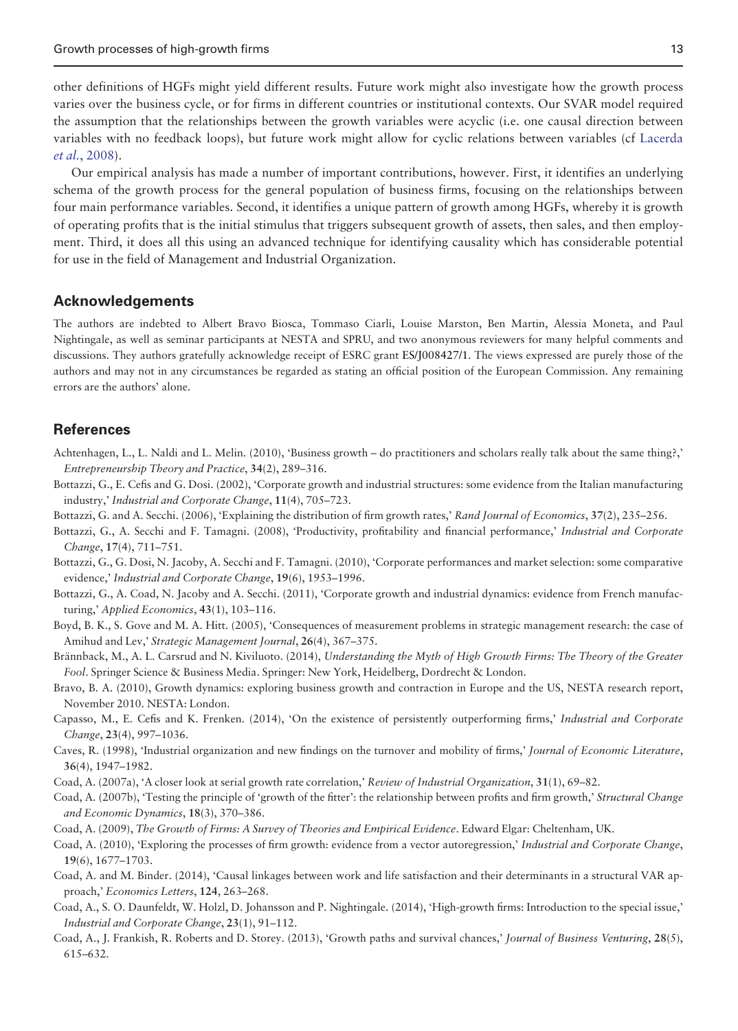other definitions of HGFs might yield different results. Future work might also investigate how the growth process varies over the business cycle, or for firms in different countries or institutional contexts. Our SVAR model required the assumption that the relationships between the growth variables were acyclic (i.e. one causal direction between variables with no feedback loops), but future work might allow for cyclic relations between variables (cf Lacerda *et al.*, 2008).

Our empirical analysis has made a number of important contributions, however. First, it identifies an underlying schema of the growth process for the general population of business firms, focusing on the relationships between four main performance variables. Second, it identifies a unique pattern of growth among HGFs, whereby it is growth of operating profits that is the initial stimulus that triggers subsequent growth of assets, then sales, and then employment. Third, it does all this using an advanced technique for identifying causality which has considerable potential for use in the field of Management and Industrial Organization.

## Acknowledgements

The authors are indebted to Albert Bravo Biosca, Tommaso Ciarli, Louise Marston, Ben Martin, Alessia Moneta, and Paul Nightingale, as well as seminar participants at NESTA and SPRU, and two anonymous reviewers for many helpful comments and discussions. They authors gratefully acknowledge receipt of ESRC grant ES/J008427/1. The views expressed are purely those of the authors and may not in any circumstances be regarded as stating an official position of the European Commission. Any remaining errors are the authors' alone.

## References

Achtenhagen, L., L. Naldi and L. Melin. (2010), 'Business growth – do practitioners and scholars really talk about the same thing?,' *Entrepreneurship Theory and Practice*, **34**(2), 289–316.

Bottazzi, G., E. Cefis and G. Dosi. (2002), 'Corporate growth and industrial structures: some evidence from the Italian manufacturing industry,' *Industrial and Corporate Change*, **11**(4), 705–723.

Bottazzi, G. and A. Secchi. (2006), 'Explaining the distribution of firm growth rates,' *Rand Journal of Economics*, **37**(2), 235–256.

Bottazzi, G., A. Secchi and F. Tamagni. (2008), 'Productivity, profitability and financial performance,' *Industrial and Corporate Change*, **17**(4), 711–751.

Bottazzi, G., G. Dosi, N. Jacoby, A. Secchi and F. Tamagni. (2010), 'Corporate performances and market selection: some comparative evidence,' *Industrial and Corporate Change*, **19**(6), 1953–1996.

Bottazzi, G., A. Coad, N. Jacoby and A. Secchi. (2011), 'Corporate growth and industrial dynamics: evidence from French manufacturing,' *Applied Economics*, **43**(1), 103–116.

Boyd, B. K., S. Gove and M. A. Hitt. (2005), 'Consequences of measurement problems in strategic management research: the case of Amihud and Lev,' *Strategic Management Journal*, **26**(4), 367–375.

Brännback, M., A. L. Carsrud and N. Kiviluoto. (2014), *Understanding the Myth of High Growth Firms: The Theory of the Greater Fool*. Springer Science & Business Media. Springer: New York, Heidelberg, Dordrecht & London.

Bravo, B. A. (2010), Growth dynamics: exploring business growth and contraction in Europe and the US, NESTA research report, November 2010. NESTA: London.

Capasso, M., E. Cefis and K. Frenken. (2014), 'On the existence of persistently outperforming firms,' *Industrial and Corporate Change*, **23**(4), 997–1036.

Caves, R. (1998), 'Industrial organization and new findings on the turnover and mobility of firms,' *Journal of Economic Literature*, **36**(4), 1947–1982.

Coad, A. (2007a), 'A closer look at serial growth rate correlation,' *Review of Industrial Organization*, **31**(1), 69–82.

Coad, A. (2007b), 'Testing the principle of 'growth of the fitter': the relationship between profits and firm growth,' *Structural Change and Economic Dynamics*, **18**(3), 370–386.

Coad, A. (2009), *The Growth of Firms: A Survey of Theories and Empirical Evidence*. Edward Elgar: Cheltenham, UK.

Coad, A. (2010), 'Exploring the processes of firm growth: evidence from a vector autoregression,' *Industrial and Corporate Change*, **19**(6), 1677–1703.

Coad, A. and M. Binder. (2014), 'Causal linkages between work and life satisfaction and their determinants in a structural VAR approach,' *Economics Letters*, **124**, 263–268.

Coad, A., S. O. Daunfeldt, W. Holzl, D. Johansson and P. Nightingale. (2014), 'High-growth firms: Introduction to the special issue,' *Industrial and Corporate Change*, **23**(1), 91–112.

Coad, A., J. Frankish, R. Roberts and D. Storey. (2013), 'Growth paths and survival chances,' *Journal of Business Venturing*, **28**(5), 615–632.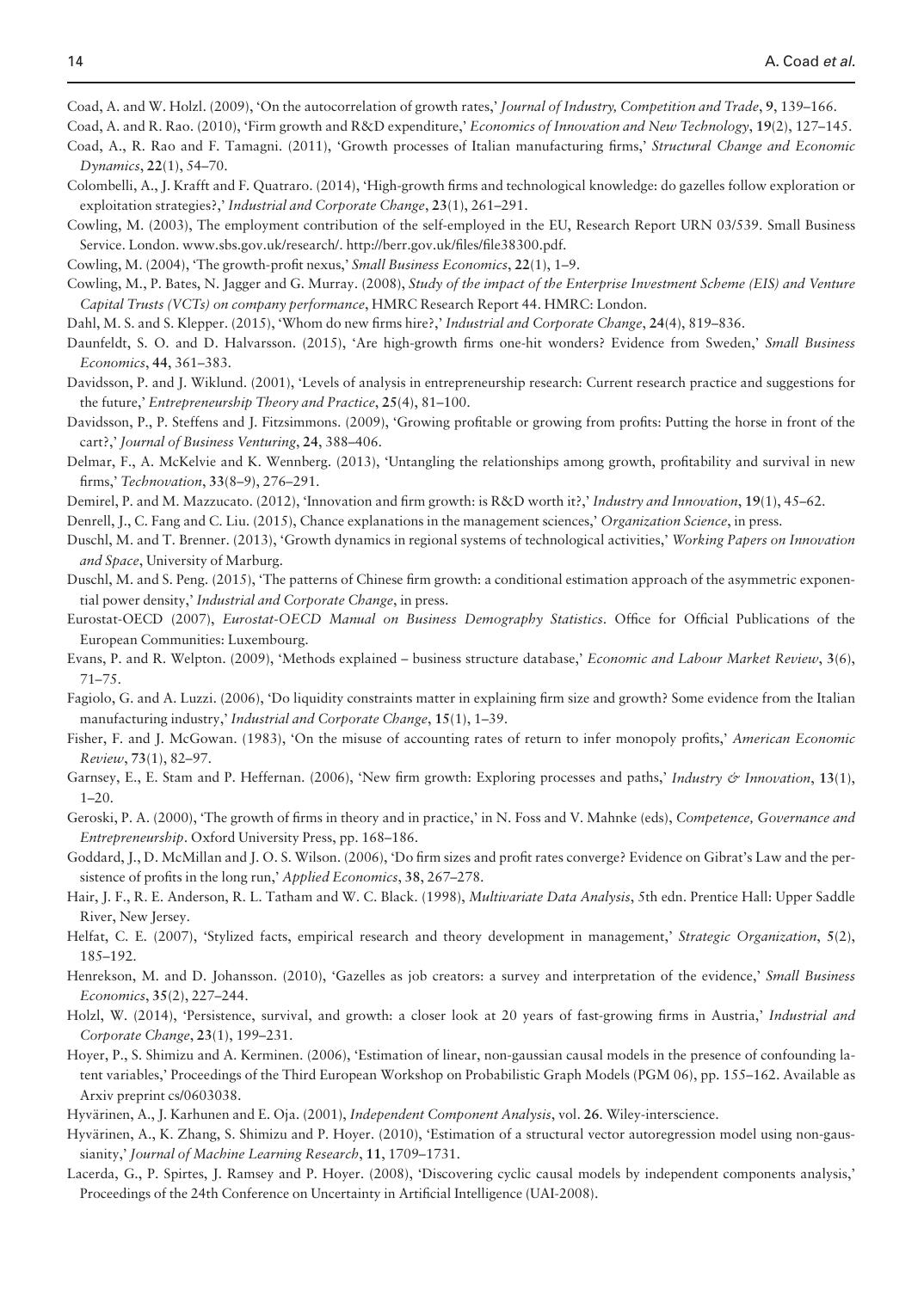Coad, A. and W. Holzl. (2009), 'On the autocorrelation of growth rates,' *Journal of Industry, Competition and Trade*, **9**, 139–166.

Coad, A. and R. Rao. (2010), 'Firm growth and R&D expenditure,' *Economics of Innovation and New Technology*, **19**(2), 127–145.

Coad, A., R. Rao and F. Tamagni. (2011), 'Growth processes of Italian manufacturing firms,' *Structural Change and Economic Dynamics*, **22**(1), 54–70.

Colombelli, A., J. Krafft and F. Quatraro. (2014), 'High-growth firms and technological knowledge: do gazelles follow exploration or exploitation strategies?,' *Industrial and Corporate Change*, **23**(1), 261–291.

Cowling, M. (2003), The employment contribution of the self-employed in the EU, Research Report URN 03/539. Small Business Service. London. www.sbs.gov.uk/research/. http://berr.gov.uk/files/file38300.pdf.

Cowling, M. (2004), 'The growth-profit nexus,' *Small Business Economics*, **22**(1), 1–9.

Cowling, M., P. Bates, N. Jagger and G. Murray. (2008), *Study of the impact of the Enterprise Investment Scheme (EIS) and Venture Capital Trusts (VCTs) on company performance*, HMRC Research Report 44. HMRC: London.

Dahl, M. S. and S. Klepper. (2015), 'Whom do new firms hire?,' *Industrial and Corporate Change*, **24**(4), 819–836.

Daunfeldt, S. O. and D. Halvarsson. (2015), 'Are high-growth firms one-hit wonders? Evidence from Sweden,' *Small Business Economics*, **44**, 361–383.

Davidsson, P. and J. Wiklund. (2001), 'Levels of analysis in entrepreneurship research: Current research practice and suggestions for the future,' *Entrepreneurship Theory and Practice*, **25**(4), 81–100.

Davidsson, P., P. Steffens and J. Fitzsimmons. (2009), 'Growing profitable or growing from profits: Putting the horse in front of the cart?,' *Journal of Business Venturing*, **24**, 388–406.

Delmar, F., A. McKelvie and K. Wennberg. (2013), 'Untangling the relationships among growth, profitability and survival in new firms,' *Technovation*, **33**(8–9), 276–291.

Demirel, P. and M. Mazzucato. (2012), 'Innovation and firm growth: is R&D worth it?,' *Industry and Innovation*, **19**(1), 45–62.

Denrell, J., C. Fang and C. Liu. (2015), Chance explanations in the management sciences,' *Organization Science*, in press.

Duschl, M. and T. Brenner. (2013), 'Growth dynamics in regional systems of technological activities,' *Working Papers on Innovation and Space*, University of Marburg.

Duschl, M. and S. Peng. (2015), 'The patterns of Chinese firm growth: a conditional estimation approach of the asymmetric exponential power density,' *Industrial and Corporate Change*, in press.

Eurostat-OECD (2007), *Eurostat-OECD Manual on Business Demography Statistics*. Office for Official Publications of the European Communities: Luxembourg.

Evans, P. and R. Welpton. (2009), 'Methods explained – business structure database,' *Economic and Labour Market Review*, **3**(6), 71–75.

Fagiolo, G. and A. Luzzi. (2006), 'Do liquidity constraints matter in explaining firm size and growth? Some evidence from the Italian manufacturing industry,' *Industrial and Corporate Change*, **15**(1), 1–39.

Fisher, F. and J. McGowan. (1983), 'On the misuse of accounting rates of return to infer monopoly profits,' *American Economic Review*, **73**(1), 82–97.

Garnsey, E., E. Stam and P. Heffernan. (2006), 'New firm growth: Exploring processes and paths,' *Industry & Innovation*, **13**(1), 1–20.

Geroski, P. A. (2000), 'The growth of firms in theory and in practice,' in N. Foss and V. Mahnke (eds), *Competence, Governance and Entrepreneurship*. Oxford University Press, pp. 168–186.

Goddard, J., D. McMillan and J. O. S. Wilson. (2006), 'Do firm sizes and profit rates converge? Evidence on Gibrat's Law and the persistence of profits in the long run,' *Applied Economics*, **38**, 267–278.

Hair, J. F., R. E. Anderson, R. L. Tatham and W. C. Black. (1998), *Multivariate Data Analysis*, 5th edn. Prentice Hall: Upper Saddle River, New Jersey.

Helfat, C. E. (2007), 'Stylized facts, empirical research and theory development in management,' *Strategic Organization*, **5**(2), 185–192.

Henrekson, M. and D. Johansson. (2010), 'Gazelles as job creators: a survey and interpretation of the evidence,' *Small Business Economics*, **35**(2), 227–244.

Holzl, W. (2014), 'Persistence, survival, and growth: a closer look at 20 years of fast-growing firms in Austria,' *Industrial and Corporate Change*, **23**(1), 199–231.

Hoyer, P., S. Shimizu and A. Kerminen. (2006), 'Estimation of linear, non-gaussian causal models in the presence of confounding latent variables,' Proceedings of the Third European Workshop on Probabilistic Graph Models (PGM 06), pp. 155–162. Available as Arxiv preprint cs/0603038.

Hyvärinen, A., J. Karhunen and E. Oja. (2001), *Independent Component Analysis*, vol. **26**. Wiley-interscience.

Hyvärinen, A., K. Zhang, S. Shimizu and P. Hoyer. (2010), 'Estimation of a structural vector autoregression model using non-gaussianity,' *Journal of Machine Learning Research*, **11**, 1709–1731.

Lacerda, G., P. Spirtes, J. Ramsey and P. Hoyer. (2008), 'Discovering cyclic causal models by independent components analysis,' Proceedings of the 24th Conference on Uncertainty in Artificial Intelligence (UAI-2008).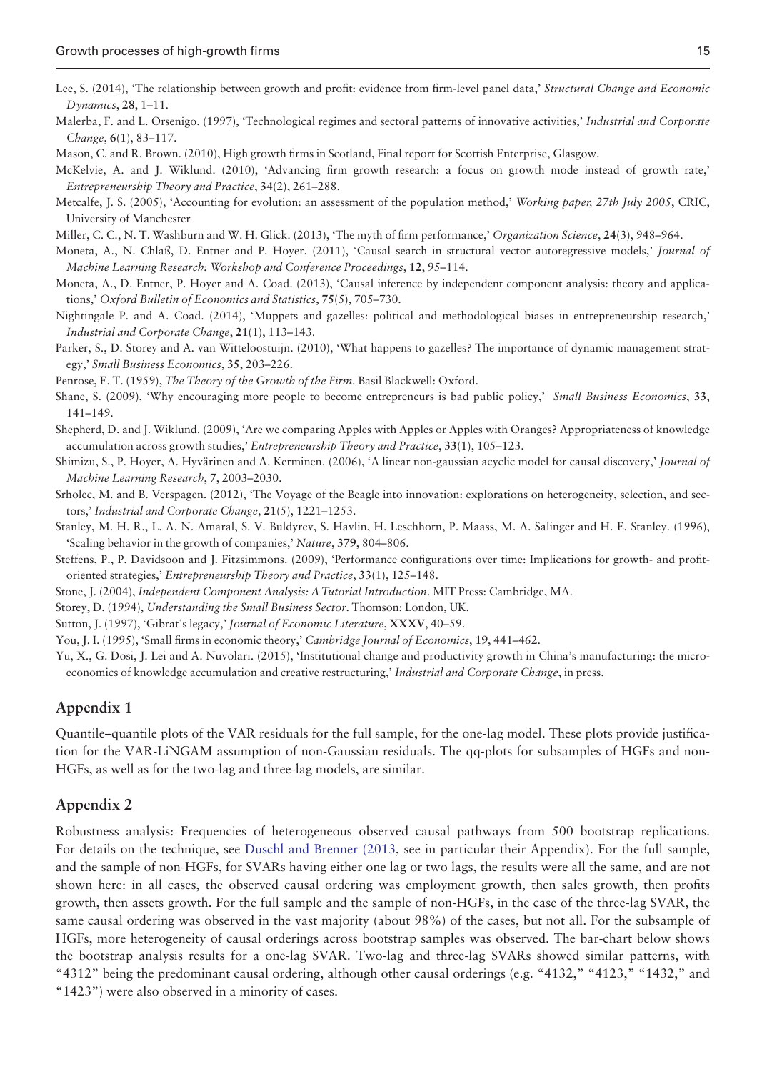Lee, S. (2014), 'The relationship between growth and profit: evidence from firm-level panel data,' *Structural Change and Economic Dynamics*, **28**, 1–11.

Malerba, F. and L. Orsenigo. (1997), 'Technological regimes and sectoral patterns of innovative activities,' *Industrial and Corporate Change*, **6**(1), 83–117.

Mason, C. and R. Brown. (2010), High growth firms in Scotland, Final report for Scottish Enterprise, Glasgow.

McKelvie, A. and J. Wiklund. (2010), 'Advancing firm growth research: a focus on growth mode instead of growth rate,' *Entrepreneurship Theory and Practice*, **34**(2), 261–288.

Metcalfe, J. S. (2005), 'Accounting for evolution: an assessment of the population method,' *Working paper, 27th July 2005*, CRIC, University of Manchester

Miller, C. C., N. T. Washburn and W. H. Glick. (2013), 'The myth of firm performance,' *Organization Science*, **24**(3), 948–964.

Moneta, A., N. Chlaß, D. Entner and P. Hoyer. (2011), 'Causal search in structural vector autoregressive models,' *Journal of Machine Learning Research: Workshop and Conference Proceedings*, **12**, 95–114.

Moneta, A., D. Entner, P. Hoyer and A. Coad. (2013), 'Causal inference by independent component analysis: theory and applications,' *Oxford Bulletin of Economics and Statistics*, **75**(5), 705–730.

Nightingale P. and A. Coad. (2014), 'Muppets and gazelles: political and methodological biases in entrepreneurship research,' *Industrial and Corporate Change*, **21**(1), 113–143.

Parker, S., D. Storey and A. van Witteloostuijn. (2010), 'What happens to gazelles? The importance of dynamic management strategy,' *Small Business Economics*, **35**, 203–226.

Penrose, E. T. (1959), *The Theory of the Growth of the Firm*. Basil Blackwell: Oxford.

Shane, S. (2009), 'Why encouraging more people to become entrepreneurs is bad public policy,' *Small Business Economics*, **33**, 141–149.

Shepherd, D. and J. Wiklund. (2009), 'Are we comparing Apples with Apples or Apples with Oranges? Appropriateness of knowledge accumulation across growth studies,' *Entrepreneurship Theory and Practice*, **33**(1), 105–123.

Shimizu, S., P. Hoyer, A. Hyvärinen and A. Kerminen. (2006), 'A linear non-gaussian acyclic model for causal discovery,' *Journal of Machine Learning Research*, **7**, 2003–2030.

Srholec, M. and B. Verspagen. (2012), 'The Voyage of the Beagle into innovation: explorations on heterogeneity, selection, and sectors,' *Industrial and Corporate Change*, **21**(5), 1221–1253.

Stanley, M. H. R., L. A. N. Amaral, S. V. Buldyrev, S. Havlin, H. Leschhorn, P. Maass, M. A. Salinger and H. E. Stanley. (1996), 'Scaling behavior in the growth of companies,' *Nature*, **379**, 804–806.

Steffens, P., P. Davidsoon and J. Fitzsimmons. (2009), 'Performance configurations over time: Implications for growth- and profit-oriented strategies,' *Entrepreneurship Theory and Practice*, **33**(1), 125–148.

Stone, J. (2004), *Independent Component Analysis: A Tutorial Introduction*. MIT Press: Cambridge, MA.

Storey, D. (1994), *Understanding the Small Business Sector*. Thomson: London, UK.

Sutton, J. (1997), 'Gibrat's legacy,' *Journal of Economic Literature*, **XXXV**, 40–59.

You, J. I. (1995), 'Small firms in economic theory,' *Cambridge Journal of Economics*, **19**, 441–462.

Yu, X., G. Dosi, J. Lei and A. Nuvolari. (2015), 'Institutional change and productivity growth in China's manufacturing: the microeconomics of knowledge accumulation and creative restructuring,' *Industrial and Corporate Change*, in press.

## Appendix 1

Quantile–quantile plots of the VAR residuals for the full sample, for the one-lag model. These plots provide justification for the VAR-LiNGAM assumption of non-Gaussian residuals. The qq-plots for subsamples of HGFs and non-HGFs, as well as for the two-lag and three-lag models, are similar.

## Appendix 2

Robustness analysis: Frequencies of heterogeneous observed causal pathways from 500 bootstrap replications. For details on the technique, see Duschl and Brenner (2013, see in particular their Appendix). For the full sample, and the sample of non-HGFs, for SVARs having either one lag or two lags, the results were all the same, and are not shown here: in all cases, the observed causal ordering was employment growth, then sales growth, then profits growth, then assets growth. For the full sample and the sample of non-HGFs, in the case of the three-lag SVAR, the same causal ordering was observed in the vast majority (about 98%) of the cases, but not all. For the subsample of HGFs, more heterogeneity of causal orderings across bootstrap samples was observed. The bar-chart below shows the bootstrap analysis results for a one-lag SVAR. Two-lag and three-lag SVARs showed similar patterns, with "4312" being the predominant causal ordering, although other causal orderings (e.g. "4132," "4123," "1432," and "1423") were also observed in a minority of cases.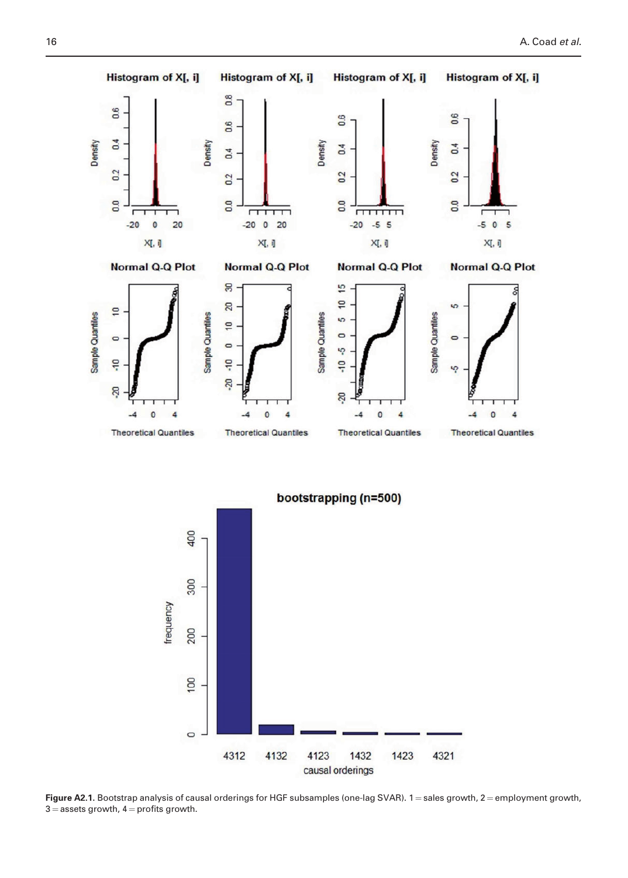**Figure A2.1.** Bootstrap analysis of causal orderings for HGF subsamples (one-lag SVAR). 1 = sales growth, 2 = employment growth, 3 = assets growth, 4 = profits growth.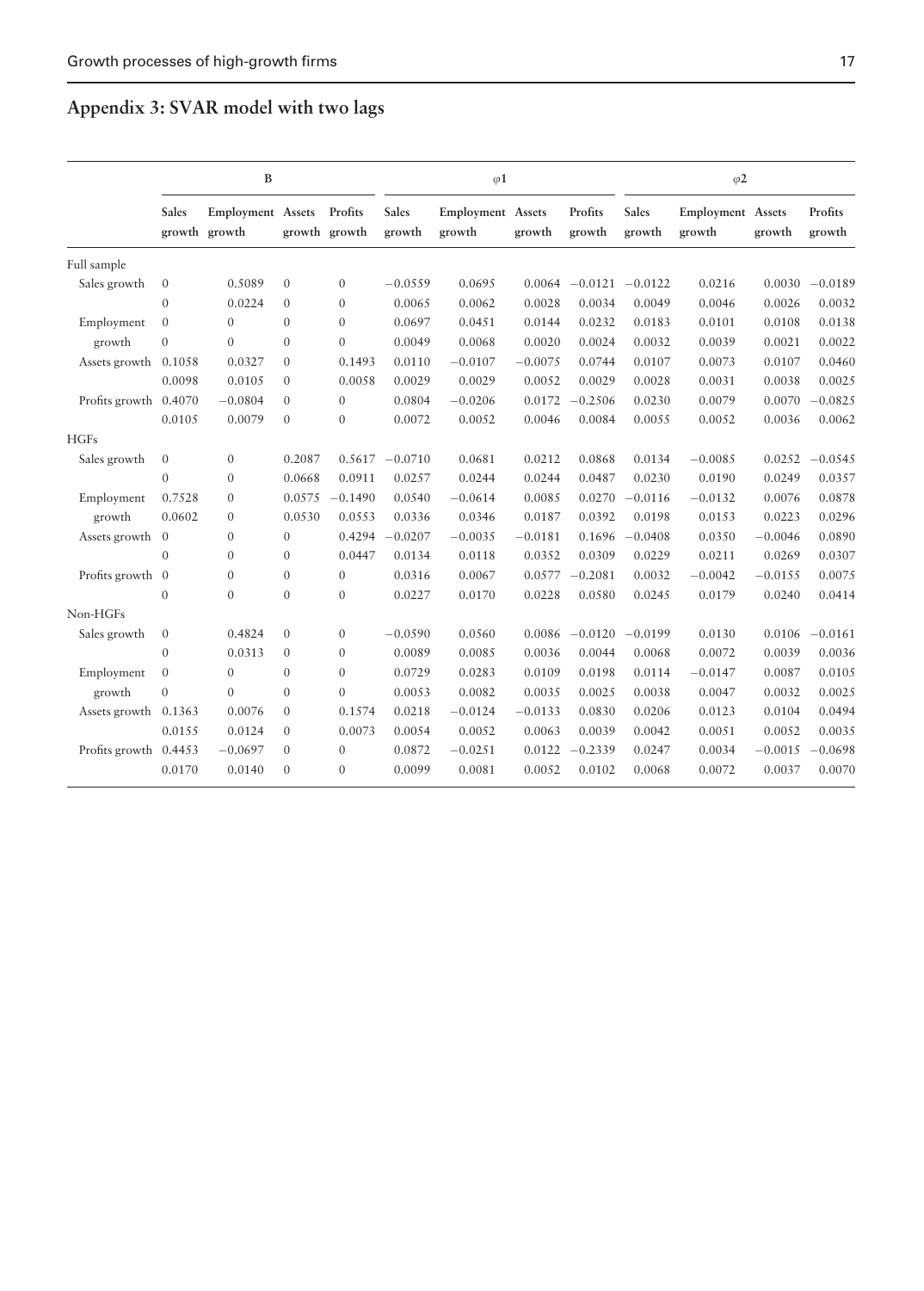## Appendix 3: SVAR model with two lags

| | B | | | | $\varphi 1$ | | | | $\varphi 2$ | | | |
|---|---|---|---|---|---|---|---|---|---|---|---|---|
| | Sales growth | Employment growth | Assets growth | Profits growth | Sales growth | Employment growth | Assets growth | Profits growth | Sales growth | Employment growth | Assets growth | Profits growth |
| Full sample | | | | | | | | | | | | |
| Sales growth | 0 | 0.5089 | 0 | 0 | −0.0559 | 0.0695 | 0.0064 | −0.0121 | −0.0122 | 0.0216 | 0.0030 | −0.0189 |
| | 0 | 0.0224 | 0 | 0 | 0.0065 | 0.0062 | 0.0028 | 0.0034 | 0.0049 | 0.0046 | 0.0026 | 0.0032 |
| Employment | 0 | 0 | 0 | 0 | 0.0697 | 0.0451 | 0.0144 | 0.0232 | 0.0183 | 0.0101 | 0.0108 | 0.0138 |
| growth | 0 | 0 | 0 | 0 | 0.0049 | 0.0068 | 0.0020 | 0.0024 | 0.0032 | 0.0039 | 0.0021 | 0.0022 |
| Assets growth | 0.1058 | 0.0327 | 0 | 0.1493 | 0.0110 | −0.0107 | −0.0075 | 0.0744 | 0.0107 | 0.0073 | 0.0107 | 0.0460 |
| | 0.0098 | 0.0105 | 0 | 0.0058 | 0.0029 | 0.0029 | 0.0052 | 0.0029 | 0.0028 | 0.0031 | 0.0038 | 0.0025 |
| Profits growth | 0.4070 | −0.0804 | 0 | 0 | 0.0804 | −0.0206 | 0.0172 | −0.2506 | 0.0230 | 0.0079 | 0.0070 | −0.0825 |
| | 0.0105 | 0.0079 | 0 | 0 | 0.0072 | 0.0052 | 0.0046 | 0.0084 | 0.0055 | 0.0052 | 0.0036 | 0.0062 |
| HGFs | | | | | | | | | | | | |
| Sales growth | 0 | 0 | 0.2087 | 0.5617 | −0.0710 | 0.0681 | 0.0212 | 0.0868 | 0.0134 | −0.0085 | 0.0252 | −0.0545 |
| | 0 | 0 | 0.0668 | 0.0911 | 0.0257 | 0.0244 | 0.0244 | 0.0487 | 0.0230 | 0.0190 | 0.0249 | 0.0357 |
| Employment | 0.7528 | 0 | 0.0575 | −0.1490 | 0.0540 | −0.0614 | 0.0085 | 0.0270 | −0.0116 | −0.0132 | 0.0076 | 0.0878 |
| growth | 0.0602 | 0 | 0.0530 | 0.0553 | 0.0336 | 0.0346 | 0.0187 | 0.0392 | 0.0198 | 0.0153 | 0.0223 | 0.0296 |
| Assets growth | 0 | 0 | 0 | 0.4294 | −0.0207 | −0.0035 | −0.0181 | 0.1696 | −0.0408 | 0.0350 | −0.0046 | 0.0890 |
| | 0 | 0 | 0 | 0.0447 | 0.0134 | 0.0118 | 0.0352 | 0.0309 | 0.0229 | 0.0211 | 0.0269 | 0.0307 |
| Profits growth | 0 | 0 | 0 | 0 | 0.0316 | 0.0067 | 0.0577 | −0.2081 | 0.0032 | −0.0042 | −0.0155 | 0.0075 |
| | 0 | 0 | 0 | 0 | 0.0227 | 0.0170 | 0.0228 | 0.0580 | 0.0245 | 0.0179 | 0.0240 | 0.0414 |
| Non-HGFs | | | | | | | | | | | | |
| Sales growth | 0 | 0.4824 | 0 | 0 | −0.0590 | 0.0560 | 0.0086 | −0.0120 | −0.0199 | 0.0130 | 0.0106 | −0.0161 |
| | 0 | 0.0313 | 0 | 0 | 0.0089 | 0.0085 | 0.0036 | 0.0044 | 0.0068 | 0.0072 | 0.0039 | 0.0036 |
| Employment | 0 | 0 | 0 | 0 | 0.0729 | 0.0283 | 0.0109 | 0.0198 | 0.0114 | −0.0147 | 0.0087 | 0.0105 |
| growth | 0 | 0 | 0 | 0 | 0.0053 | 0.0082 | 0.0035 | 0.0025 | 0.0038 | 0.0047 | 0.0032 | 0.0025 |
| Assets growth | 0.1363 | 0.0076 | 0 | 0.1574 | 0.0218 | −0.0124 | −0.0133 | 0.0830 | 0.0206 | 0.0123 | 0.0104 | 0.0494 |
| | 0.0155 | 0.0124 | 0 | 0.0073 | 0.0054 | 0.0052 | 0.0063 | 0.0039 | 0.0042 | 0.0051 | 0.0052 | 0.0035 |
| Profits growth | 0.4453 | −0.0697 | 0 | 0 | 0.0872 | −0.0251 | 0.0122 | −0.2339 | 0.0247 | 0.0034 | −0.0015 | −0.0698 |
| | 0.0170 | 0.0140 | 0 | 0 | 0.0099 | 0.0081 | 0.0052 | 0.0102 | 0.0068 | 0.0072 | 0.0037 | 0.0070 |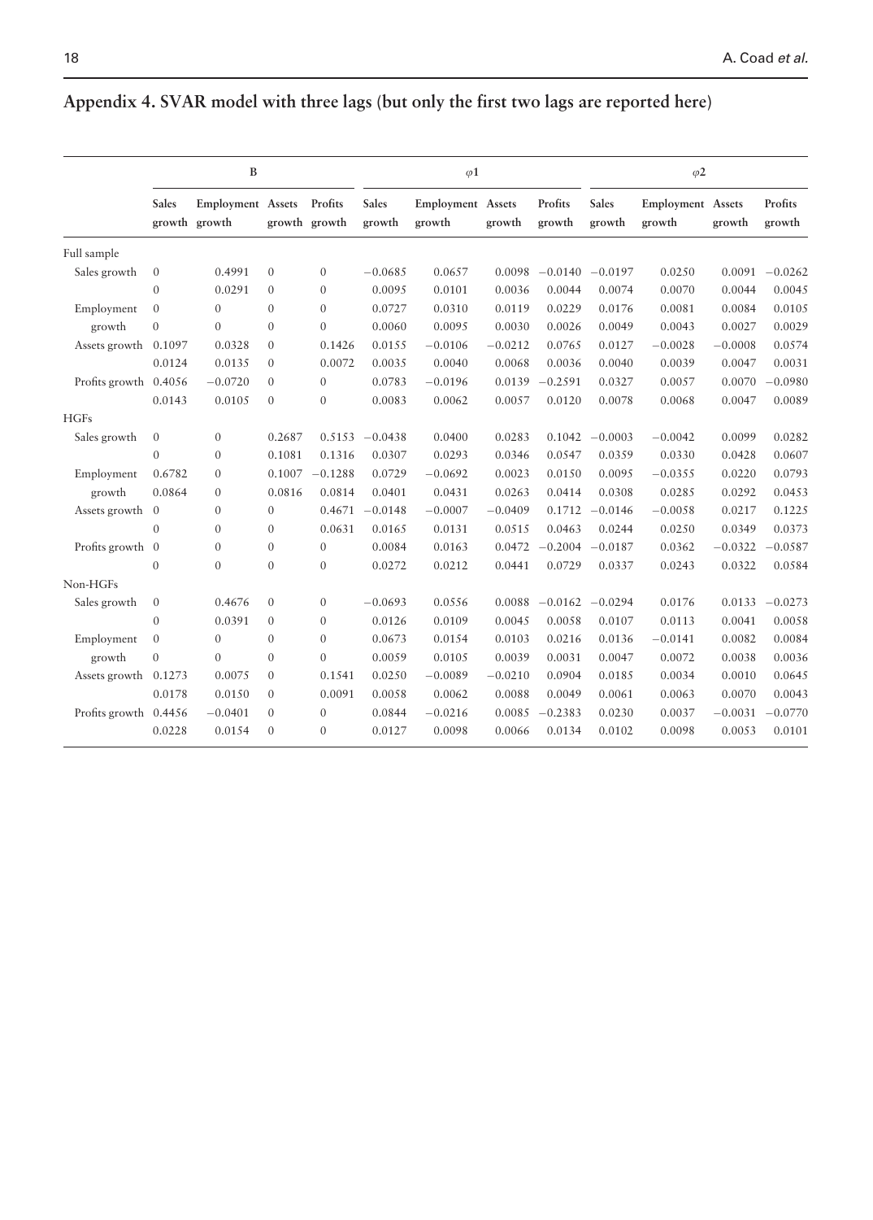## Appendix 4. SVAR model with three lags (but only the first two lags are reported here)

| | B | | | | $\varphi1$ | | | | $\varphi2$ | | | |
|---|---|---|---|---|---|---|---|---|---|---|---|---|
| | Sales growth | Employment growth | Assets growth | Profits growth | Sales growth | Employment growth | Assets growth | Profits growth | Sales growth | Employment growth | Assets growth | Profits growth |
| Full sample | | | | | | | | | | | | |
| Sales growth | 0 | 0.4991 | 0 | 0 | −0.0685 | 0.0657 | 0.0098 | −0.0140 | −0.0197 | 0.0250 | 0.0091 | −0.0262 |
| | 0 | 0.0291 | 0 | 0 | 0.0095 | 0.0101 | 0.0036 | 0.0044 | 0.0074 | 0.0070 | 0.0044 | 0.0045 |
| Employment growth | 0 | 0 | 0 | 0 | 0.0727 | 0.0310 | 0.0119 | 0.0229 | 0.0176 | 0.0081 | 0.0084 | 0.0105 |
| | 0 | 0 | 0 | 0 | 0.0060 | 0.0095 | 0.0030 | 0.0026 | 0.0049 | 0.0043 | 0.0027 | 0.0029 |
| Assets growth | 0.1097 | 0.0328 | 0 | 0.1426 | 0.0155 | −0.0106 | −0.0212 | 0.0765 | 0.0127 | −0.0028 | −0.0008 | 0.0574 |
| | 0.0124 | 0.0135 | 0 | 0.0072 | 0.0035 | 0.0040 | 0.0068 | 0.0036 | 0.0040 | 0.0039 | 0.0047 | 0.0031 |
| Profits growth | 0.4056 | −0.0720 | 0 | 0 | 0.0783 | −0.0196 | 0.0139 | −0.2591 | 0.0327 | 0.0057 | 0.0070 | −0.0980 |
| | 0.0143 | 0.0105 | 0 | 0 | 0.0083 | 0.0062 | 0.0057 | 0.0120 | 0.0078 | 0.0068 | 0.0047 | 0.0089 |
| HGFs | | | | | | | | | | | | |
| Sales growth | 0 | 0 | 0.2687 | 0.5153 | −0.0438 | 0.0400 | 0.0283 | 0.1042 | −0.0003 | −0.0042 | 0.0099 | 0.0282 |
| | 0 | 0 | 0.1081 | 0.1316 | 0.0307 | 0.0293 | 0.0346 | 0.0547 | 0.0359 | 0.0330 | 0.0428 | 0.0607 |
| Employment growth | 0.6782 | 0 | 0.1007 | −0.1288 | 0.0729 | −0.0692 | 0.0023 | 0.0150 | 0.0095 | −0.0355 | 0.0220 | 0.0793 |
| | 0.0864 | 0 | 0.0816 | 0.0814 | 0.0401 | 0.0431 | 0.0263 | 0.0414 | 0.0308 | 0.0285 | 0.0292 | 0.0453 |
| Assets growth | 0 | 0 | 0 | 0.4671 | −0.0148 | −0.0007 | −0.0409 | 0.1712 | −0.0146 | −0.0058 | 0.0217 | 0.1225 |
| | 0 | 0 | 0 | 0.0631 | 0.0165 | 0.0131 | 0.0515 | 0.0463 | 0.0244 | 0.0250 | 0.0349 | 0.0373 |
| Profits growth | 0 | 0 | 0 | 0 | 0.0084 | 0.0163 | 0.0472 | −0.2004 | −0.0187 | 0.0362 | −0.0322 | −0.0587 |
| | 0 | 0 | 0 | 0 | 0.0272 | 0.0212 | 0.0441 | 0.0729 | 0.0337 | 0.0243 | 0.0322 | 0.0584 |
| Non-HGFs | | | | | | | | | | | | |
| Sales growth | 0 | 0.4676 | 0 | 0 | −0.0693 | 0.0556 | 0.0088 | −0.0162 | −0.0294 | 0.0176 | 0.0133 | −0.0273 |
| | 0 | 0.0391 | 0 | 0 | 0.0126 | 0.0109 | 0.0045 | 0.0058 | 0.0107 | 0.0113 | 0.0041 | 0.0058 |
| Employment growth | 0 | 0 | 0 | 0 | 0.0673 | 0.0154 | 0.0103 | 0.0216 | 0.0136 | −0.0141 | 0.0082 | 0.0084 |
| | 0 | 0 | 0 | 0 | 0.0059 | 0.0105 | 0.0039 | 0.0031 | 0.0047 | 0.0072 | 0.0038 | 0.0036 |
| Assets growth | 0.1273 | 0.0075 | 0 | 0.1541 | 0.0250 | −0.0089 | −0.0210 | 0.0904 | 0.0185 | 0.0034 | 0.0010 | 0.0645 |
| | 0.0178 | 0.0150 | 0 | 0.0091 | 0.0058 | 0.0062 | 0.0088 | 0.0049 | 0.0061 | 0.0063 | 0.0070 | 0.0043 |
| Profits growth | 0.4456 | −0.0401 | 0 | 0 | 0.0844 | −0.0216 | 0.0085 | −0.2383 | 0.0230 | 0.0037 | −0.0031 | −0.0770 |
| | 0.0228 | 0.0154 | 0 | 0 | 0.0127 | 0.0098 | 0.0066 | 0.0134 | 0.0102 | 0.0098 | 0.0053 | 0.0101 |